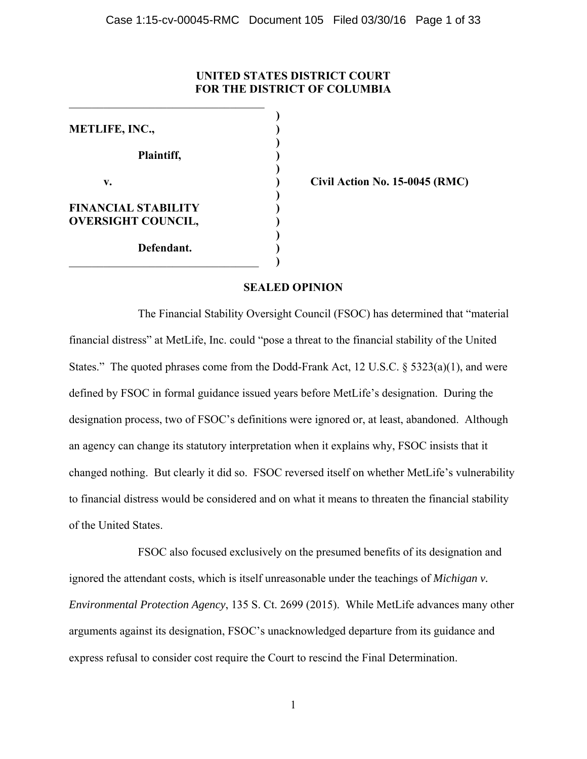**UNITED STATES DISTRICT COURT**
**FOR THE DISTRICT OF COLUMBIA**

| | | |
|---|---|---|
| **METLIFE, INC.,** | ) | |
| **Plaintiff,** | ) | |
| **v.** | ) | **Civil Action No. 15-0045 (RMC)** |
| **FINANCIAL STABILITY OVERSIGHT COUNCIL,** | ) | |
| **Defendant.** | ) | |

**SEALED OPINION**

The Financial Stability Oversight Council (FSOC) has determined that "material financial distress" at MetLife, Inc. could "pose a threat to the financial stability of the United States." The quoted phrases come from the Dodd-Frank Act, 12 U.S.C. § 5323(a)(1), and were defined by FSOC in formal guidance issued years before MetLife's designation. During the designation process, two of FSOC's definitions were ignored or, at least, abandoned. Although an agency can change its statutory interpretation when it explains why, FSOC insists that it changed nothing. But clearly it did so. FSOC reversed itself on whether MetLife's vulnerability to financial distress would be considered and on what it means to threaten the financial stability of the United States.

FSOC also focused exclusively on the presumed benefits of its designation and ignored the attendant costs, which is itself unreasonable under the teachings of *Michigan v. Environmental Protection Agency*, 135 S. Ct. 2699 (2015). While MetLife advances many other arguments against its designation, FSOC's unacknowledged departure from its guidance and express refusal to consider cost require the Court to rescind the Final Determination.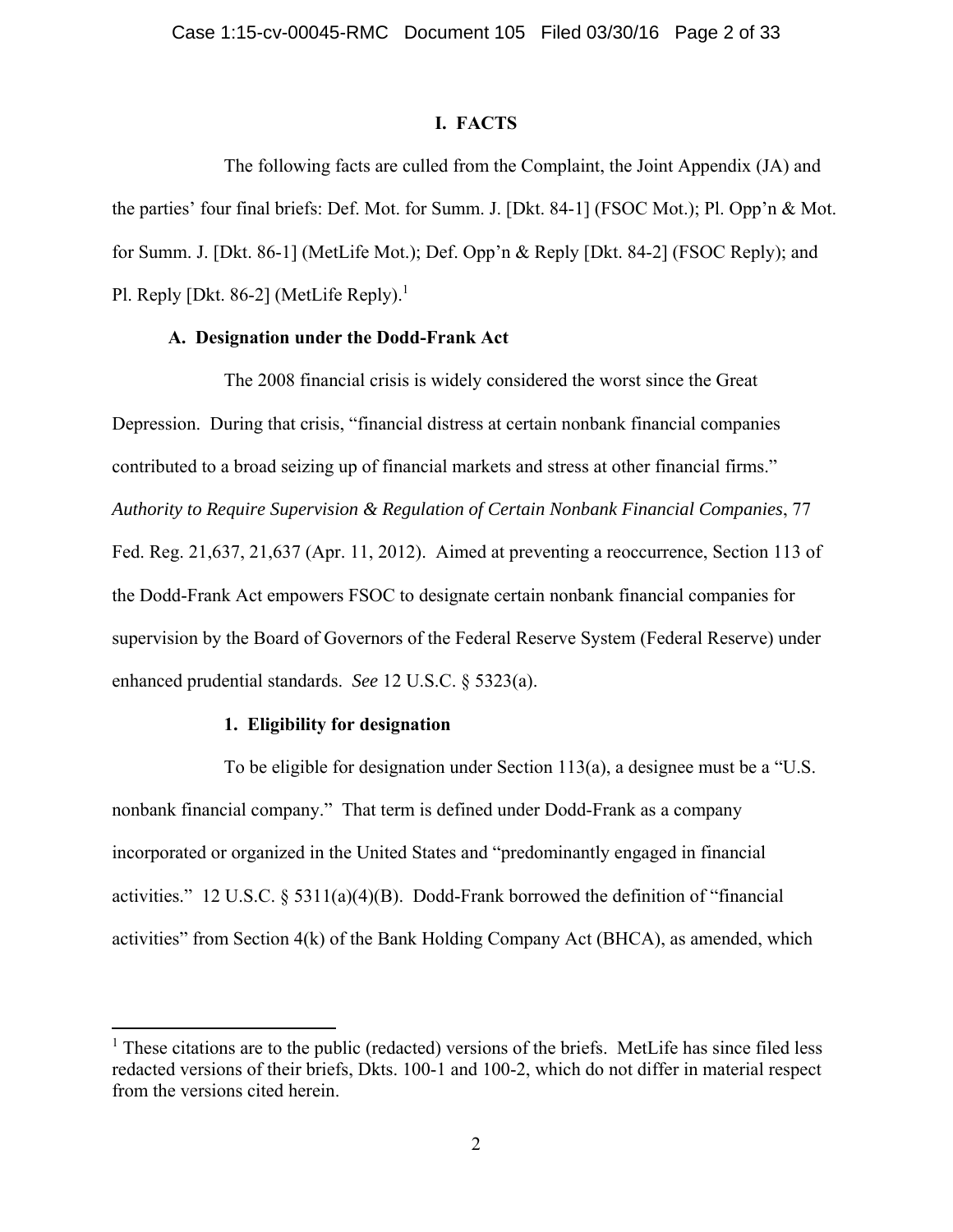## I. FACTS

The following facts are culled from the Complaint, the Joint Appendix (JA) and the parties' four final briefs: Def. Mot. for Summ. J. [Dkt. 84-1] (FSOC Mot.); Pl. Opp'n & Mot. for Summ. J. [Dkt. 86-1] (MetLife Mot.); Def. Opp'n & Reply [Dkt. 84-2] (FSOC Reply); and Pl. Reply [Dkt. 86-2] (MetLife Reply).[1]

### A. Designation under the Dodd-Frank Act

The 2008 financial crisis is widely considered the worst since the Great Depression. During that crisis, "financial distress at certain nonbank financial companies contributed to a broad seizing up of financial markets and stress at other financial firms." *Authority to Require Supervision & Regulation of Certain Nonbank Financial Companies*, 77 Fed. Reg. 21,637, 21,637 (Apr. 11, 2012). Aimed at preventing a reoccurrence, Section 113 of the Dodd-Frank Act empowers FSOC to designate certain nonbank financial companies for supervision by the Board of Governors of the Federal Reserve System (Federal Reserve) under enhanced prudential standards. *See* 12 U.S.C. § 5323(a).

#### 1. Eligibility for designation

To be eligible for designation under Section 113(a), a designee must be a "U.S. nonbank financial company." That term is defined under Dodd-Frank as a company incorporated or organized in the United States and "predominantly engaged in financial activities." 12 U.S.C. § 5311(a)(4)(B). Dodd-Frank borrowed the definition of "financial activities" from Section 4(k) of the Bank Holding Company Act (BHCA), as amended, which

---

[1] These citations are to the public (redacted) versions of the briefs. MetLife has since filed less redacted versions of their briefs, Dkts. 100-1 and 100-2, which do not differ in material respect from the versions cited herein.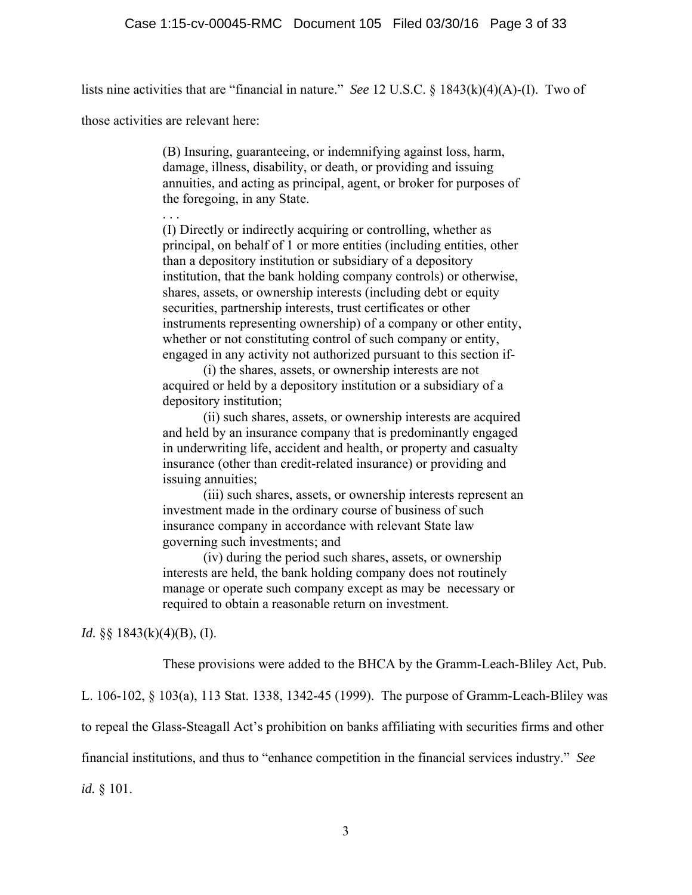lists nine activities that are "financial in nature." *See* 12 U.S.C. § 1843(k)(4)(A)-(I). Two of those activities are relevant here:

> (B) Insuring, guaranteeing, or indemnifying against loss, harm, damage, illness, disability, or death, or providing and issuing annuities, and acting as principal, agent, or broker for purposes of the foregoing, in any State.
>
> . . .
>
> (I) Directly or indirectly acquiring or controlling, whether as principal, on behalf of 1 or more entities (including entities, other than a depository institution or subsidiary of a depository institution, that the bank holding company controls) or otherwise, shares, assets, or ownership interests (including debt or equity securities, partnership interests, trust certificates or other instruments representing ownership) of a company or other entity, whether or not constituting control of such company or entity, engaged in any activity not authorized pursuant to this section if-
>
> (i) the shares, assets, or ownership interests are not acquired or held by a depository institution or a subsidiary of a depository institution;
>
> (ii) such shares, assets, or ownership interests are acquired and held by an insurance company that is predominantly engaged in underwriting life, accident and health, or property and casualty insurance (other than credit-related insurance) or providing and issuing annuities;
>
> (iii) such shares, assets, or ownership interests represent an investment made in the ordinary course of business of such insurance company in accordance with relevant State law governing such investments; and
>
> (iv) during the period such shares, assets, or ownership interests are held, the bank holding company does not routinely manage or operate such company except as may be necessary or required to obtain a reasonable return on investment.

*Id.* §§ 1843(k)(4)(B), (I).

These provisions were added to the BHCA by the Gramm-Leach-Bliley Act, Pub. L. 106-102, § 103(a), 113 Stat. 1338, 1342-45 (1999). The purpose of Gramm-Leach-Bliley was to repeal the Glass-Steagall Act's prohibition on banks affiliating with securities firms and other financial institutions, and thus to "enhance competition in the financial services industry." *See id.* § 101.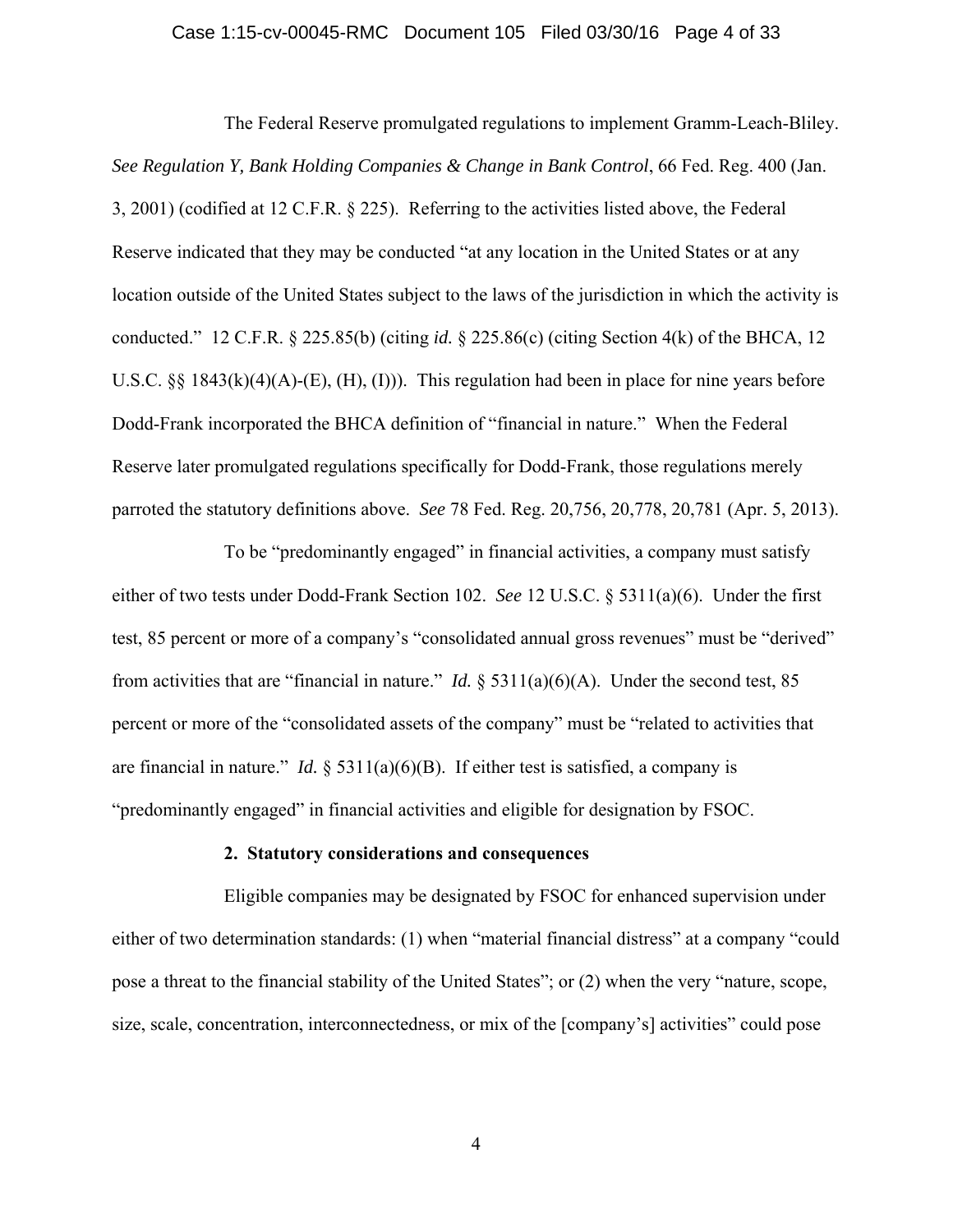The Federal Reserve promulgated regulations to implement Gramm-Leach-Bliley. *See Regulation Y, Bank Holding Companies & Change in Bank Control*, 66 Fed. Reg. 400 (Jan. 3, 2001) (codified at 12 C.F.R. § 225). Referring to the activities listed above, the Federal Reserve indicated that they may be conducted "at any location in the United States or at any location outside of the United States subject to the laws of the jurisdiction in which the activity is conducted." 12 C.F.R. § 225.85(b) (citing *id.* § 225.86(c) (citing Section 4(k) of the BHCA, 12 U.S.C. §§ 1843(k)(4)(A)-(E), (H), (I))). This regulation had been in place for nine years before Dodd-Frank incorporated the BHCA definition of "financial in nature." When the Federal Reserve later promulgated regulations specifically for Dodd-Frank, those regulations merely parroted the statutory definitions above. *See* 78 Fed. Reg. 20,756, 20,778, 20,781 (Apr. 5, 2013).

To be "predominantly engaged" in financial activities, a company must satisfy either of two tests under Dodd-Frank Section 102. *See* 12 U.S.C. § 5311(a)(6). Under the first test, 85 percent or more of a company's "consolidated annual gross revenues" must be "derived" from activities that are "financial in nature." *Id.* § 5311(a)(6)(A). Under the second test, 85 percent or more of the "consolidated assets of the company" must be "related to activities that are financial in nature." *Id.* § 5311(a)(6)(B). If either test is satisfied, a company is "predominantly engaged" in financial activities and eligible for designation by FSOC.

**2. Statutory considerations and consequences**

Eligible companies may be designated by FSOC for enhanced supervision under either of two determination standards: (1) when "material financial distress" at a company "could pose a threat to the financial stability of the United States"; or (2) when the very "nature, scope, size, scale, concentration, interconnectedness, or mix of the [company's] activities" could pose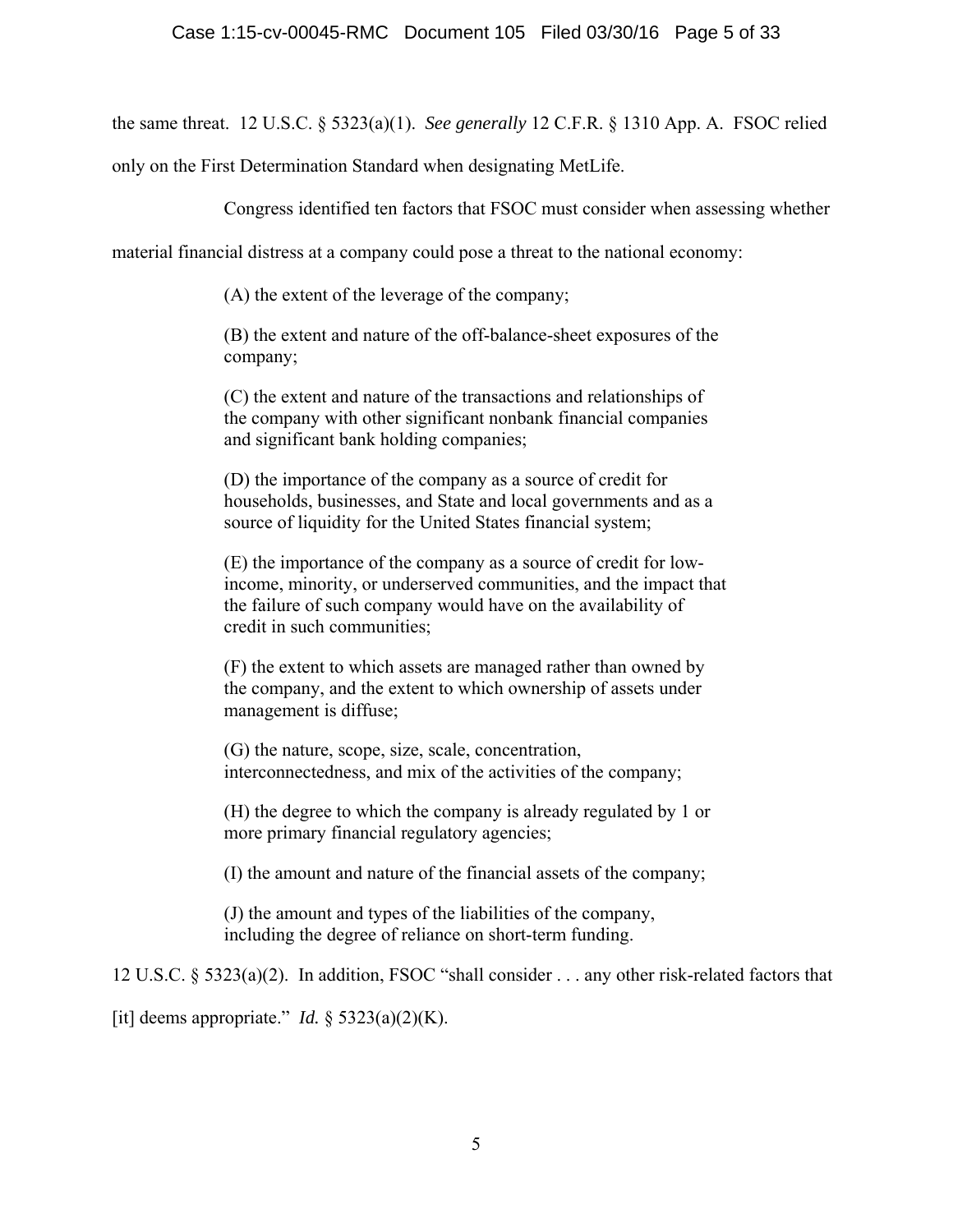the same threat. 12 U.S.C. § 5323(a)(1). *See generally* 12 C.F.R. § 1310 App. A. FSOC relied only on the First Determination Standard when designating MetLife.

Congress identified ten factors that FSOC must consider when assessing whether material financial distress at a company could pose a threat to the national economy:

> (A) the extent of the leverage of the company;
>
> (B) the extent and nature of the off-balance-sheet exposures of the company;
>
> (C) the extent and nature of the transactions and relationships of the company with other significant nonbank financial companies and significant bank holding companies;
>
> (D) the importance of the company as a source of credit for households, businesses, and State and local governments and as a source of liquidity for the United States financial system;
>
> (E) the importance of the company as a source of credit for low-income, minority, or underserved communities, and the impact that the failure of such company would have on the availability of credit in such communities;
>
> (F) the extent to which assets are managed rather than owned by the company, and the extent to which ownership of assets under management is diffuse;
>
> (G) the nature, scope, size, scale, concentration, interconnectedness, and mix of the activities of the company;
>
> (H) the degree to which the company is already regulated by 1 or more primary financial regulatory agencies;
>
> (I) the amount and nature of the financial assets of the company;
>
> (J) the amount and types of the liabilities of the company, including the degree of reliance on short-term funding.

12 U.S.C. § 5323(a)(2). In addition, FSOC "shall consider . . . any other risk-related factors that [it] deems appropriate." *Id.* § 5323(a)(2)(K).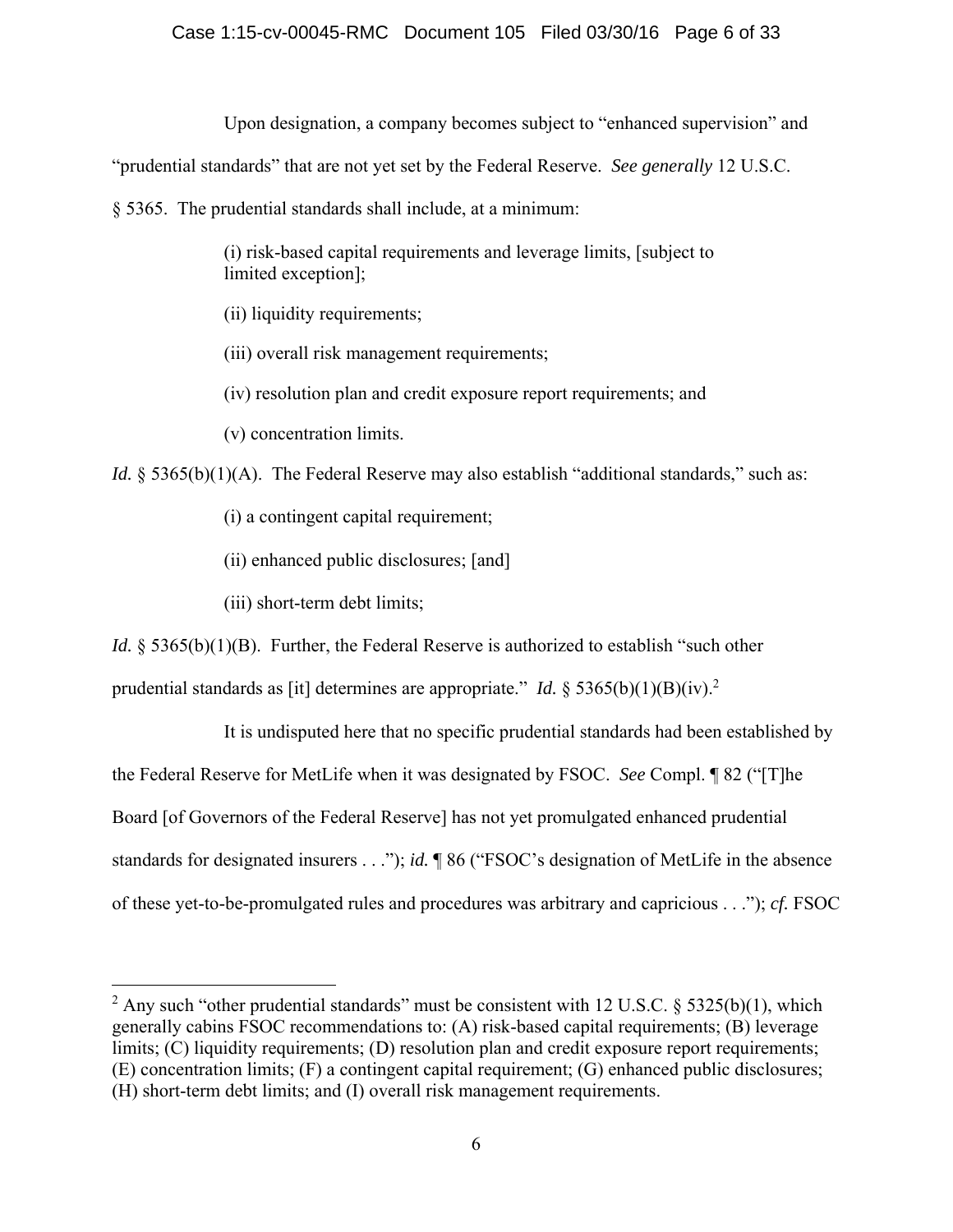Upon designation, a company becomes subject to "enhanced supervision" and "prudential standards" that are not yet set by the Federal Reserve. *See generally* 12 U.S.C. § 5365. The prudential standards shall include, at a minimum:

> (i) risk-based capital requirements and leverage limits, [subject to limited exception];
>
> (ii) liquidity requirements;
>
> (iii) overall risk management requirements;
>
> (iv) resolution plan and credit exposure report requirements; and
>
> (v) concentration limits.

*Id.* § 5365(b)(1)(A). The Federal Reserve may also establish "additional standards," such as:

> (i) a contingent capital requirement;
>
> (ii) enhanced public disclosures; [and]
>
> (iii) short-term debt limits;

*Id.* § 5365(b)(1)(B). Further, the Federal Reserve is authorized to establish "such other prudential standards as [it] determines are appropriate." *Id.* § 5365(b)(1)(B)(iv).[2]

It is undisputed here that no specific prudential standards had been established by the Federal Reserve for MetLife when it was designated by FSOC. *See* Compl. ¶ 82 ("[T]he Board [of Governors of the Federal Reserve] has not yet promulgated enhanced prudential standards for designated insurers . . ."); *id.* ¶ 86 ("FSOC's designation of MetLife in the absence of these yet-to-be-promulgated rules and procedures was arbitrary and capricious . . ."); *cf.* FSOC

---

[2] Any such "other prudential standards" must be consistent with 12 U.S.C. § 5325(b)(1), which generally cabins FSOC recommendations to: (A) risk-based capital requirements; (B) leverage limits; (C) liquidity requirements; (D) resolution plan and credit exposure report requirements; (E) concentration limits; (F) a contingent capital requirement; (G) enhanced public disclosures; (H) short-term debt limits; and (I) overall risk management requirements.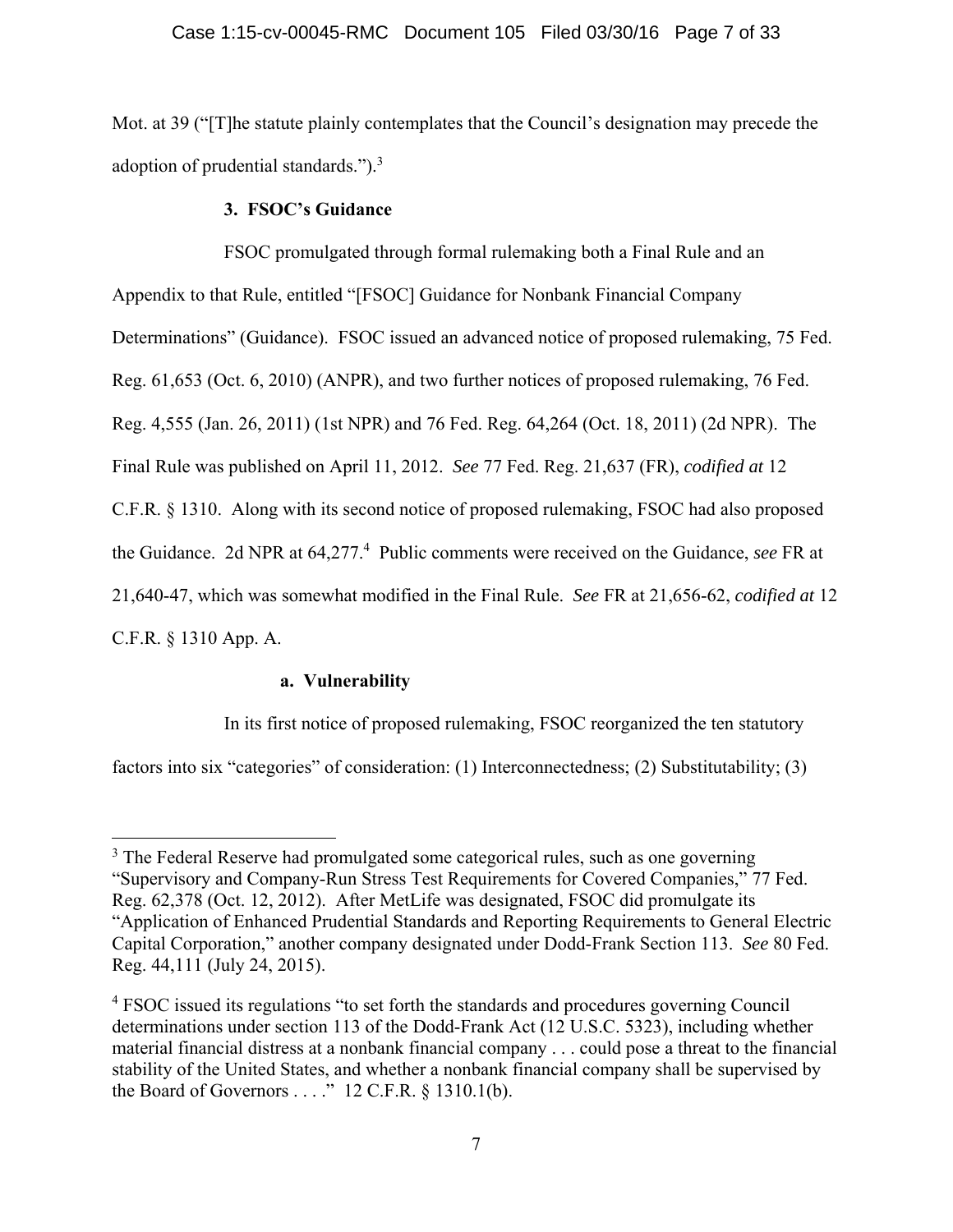Mot. at 39 ("[T]he statute plainly contemplates that the Council's designation may precede the adoption of prudential standards.").[3]

### 3. FSOC's Guidance

FSOC promulgated through formal rulemaking both a Final Rule and an Appendix to that Rule, entitled "[FSOC] Guidance for Nonbank Financial Company Determinations" (Guidance). FSOC issued an advanced notice of proposed rulemaking, 75 Fed. Reg. 61,653 (Oct. 6, 2010) (ANPR), and two further notices of proposed rulemaking, 76 Fed. Reg. 4,555 (Jan. 26, 2011) (1st NPR) and 76 Fed. Reg. 64,264 (Oct. 18, 2011) (2d NPR). The Final Rule was published on April 11, 2012. *See* 77 Fed. Reg. 21,637 (FR), *codified at* 12 C.F.R. § 1310. Along with its second notice of proposed rulemaking, FSOC had also proposed the Guidance. 2d NPR at 64,277.[4] Public comments were received on the Guidance, *see* FR at 21,640-47, which was somewhat modified in the Final Rule. *See* FR at 21,656-62, *codified at* 12 C.F.R. § 1310 App. A.

#### a. Vulnerability

In its first notice of proposed rulemaking, FSOC reorganized the ten statutory factors into six "categories" of consideration: (1) Interconnectedness; (2) Substitutability; (3)

---

[3] The Federal Reserve had promulgated some categorical rules, such as one governing "Supervisory and Company-Run Stress Test Requirements for Covered Companies," 77 Fed. Reg. 62,378 (Oct. 12, 2012). After MetLife was designated, FSOC did promulgate its "Application of Enhanced Prudential Standards and Reporting Requirements to General Electric Capital Corporation," another company designated under Dodd-Frank Section 113. *See* 80 Fed. Reg. 44,111 (July 24, 2015).

[4] FSOC issued its regulations "to set forth the standards and procedures governing Council determinations under section 113 of the Dodd-Frank Act (12 U.S.C. 5323), including whether material financial distress at a nonbank financial company . . . could pose a threat to the financial stability of the United States, and whether a nonbank financial company shall be supervised by the Board of Governors . . . ." 12 C.F.R. § 1310.1(b).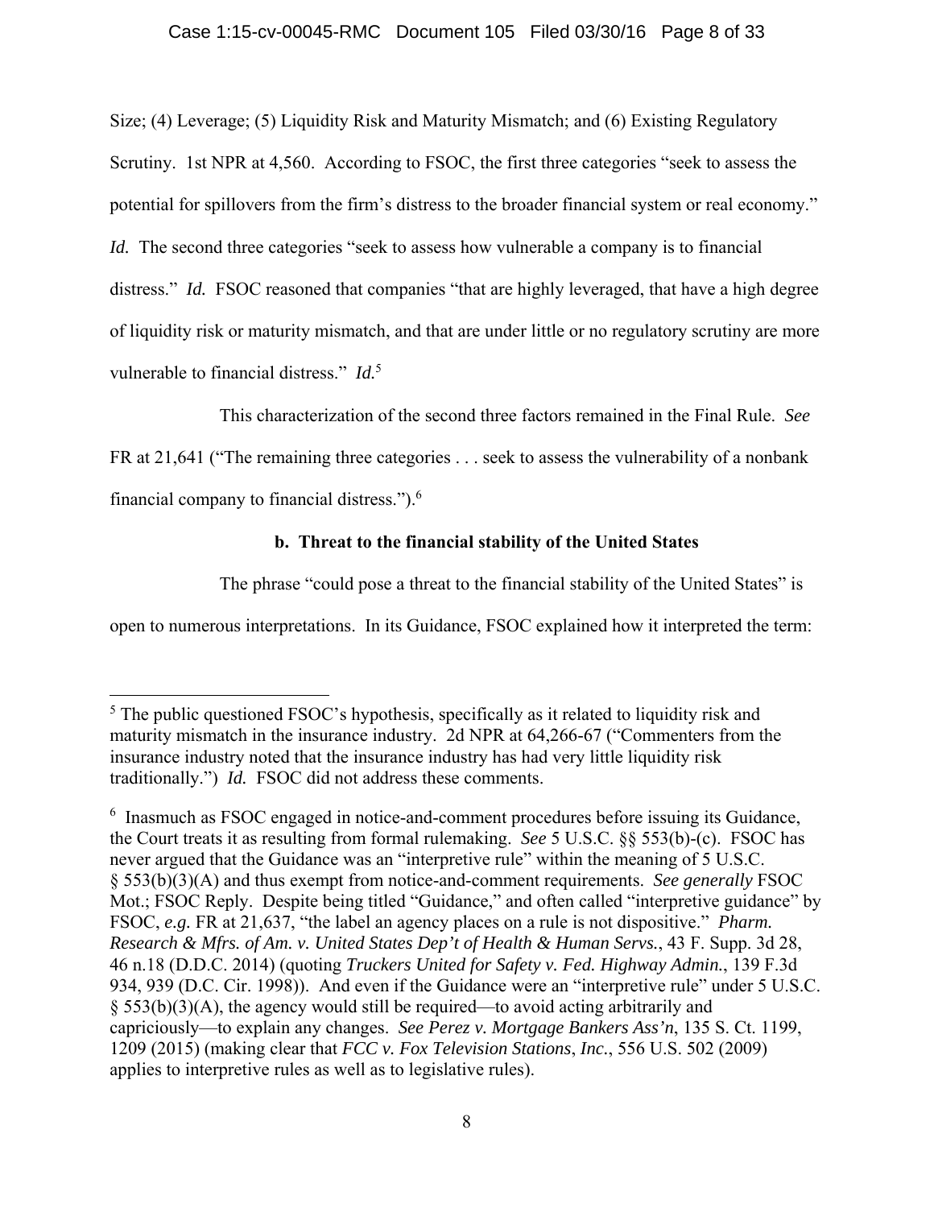Size; (4) Leverage; (5) Liquidity Risk and Maturity Mismatch; and (6) Existing Regulatory Scrutiny. 1st NPR at 4,560. According to FSOC, the first three categories "seek to assess the potential for spillovers from the firm's distress to the broader financial system or real economy." *Id.* The second three categories "seek to assess how vulnerable a company is to financial distress." *Id.* FSOC reasoned that companies "that are highly leveraged, that have a high degree of liquidity risk or maturity mismatch, and that are under little or no regulatory scrutiny are more vulnerable to financial distress." *Id.*[5]

This characterization of the second three factors remained in the Final Rule. *See* FR at 21,641 ("The remaining three categories . . . seek to assess the vulnerability of a nonbank financial company to financial distress.").[6]

**b. Threat to the financial stability of the United States**

The phrase "could pose a threat to the financial stability of the United States" is open to numerous interpretations. In its Guidance, FSOC explained how it interpreted the term:

---

[5] The public questioned FSOC's hypothesis, specifically as it related to liquidity risk and maturity mismatch in the insurance industry. 2d NPR at 64,266-67 ("Commenters from the insurance industry noted that the insurance industry has had very little liquidity risk traditionally.") *Id.* FSOC did not address these comments.

[6] Inasmuch as FSOC engaged in notice-and-comment procedures before issuing its Guidance, the Court treats it as resulting from formal rulemaking. *See* 5 U.S.C. §§ 553(b)-(c). FSOC has never argued that the Guidance was an "interpretive rule" within the meaning of 5 U.S.C. § 553(b)(3)(A) and thus exempt from notice-and-comment requirements. *See generally* FSOC Mot.; FSOC Reply. Despite being titled "Guidance," and often called "interpretive guidance" by FSOC, *e.g.* FR at 21,637, "the label an agency places on a rule is not dispositive." *Pharm. Research & Mfrs. of Am. v. United States Dep't of Health & Human Servs.*, 43 F. Supp. 3d 28, 46 n.18 (D.D.C. 2014) (quoting *Truckers United for Safety v. Fed. Highway Admin.*, 139 F.3d 934, 939 (D.C. Cir. 1998)). And even if the Guidance were an "interpretive rule" under 5 U.S.C. § 553(b)(3)(A), the agency would still be required—to avoid acting arbitrarily and capriciously—to explain any changes. *See Perez v. Mortgage Bankers Ass'n*, 135 S. Ct. 1199, 1209 (2015) (making clear that *FCC v. Fox Television Stations*, *Inc.*, 556 U.S. 502 (2009) applies to interpretive rules as well as to legislative rules).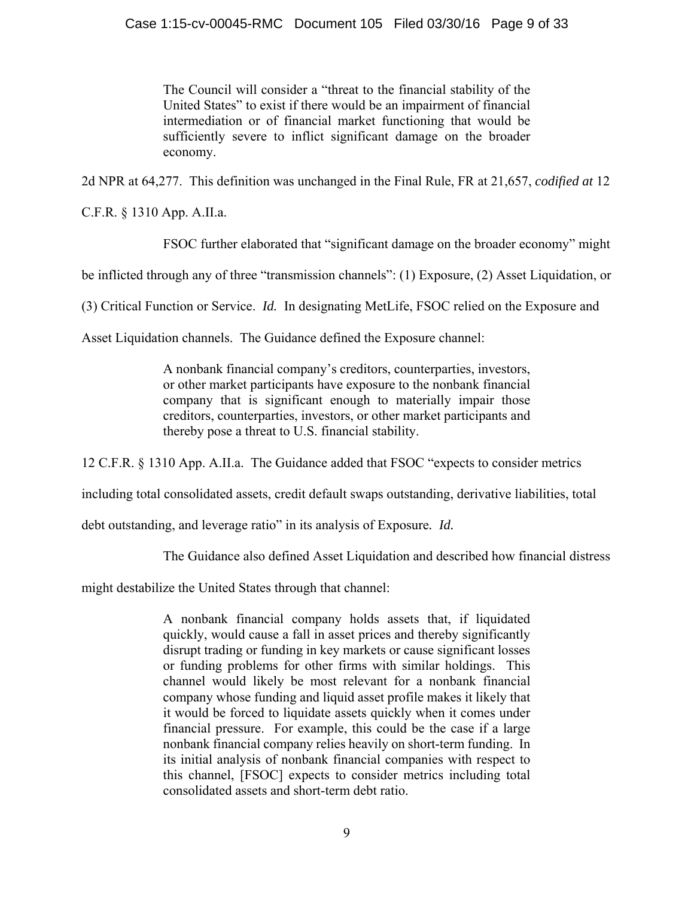> The Council will consider a "threat to the financial stability of the United States" to exist if there would be an impairment of financial intermediation or of financial market functioning that would be sufficiently severe to inflict significant damage on the broader economy.

2d NPR at 64,277. This definition was unchanged in the Final Rule, FR at 21,657, *codified at* 12 C.F.R. § 1310 App. A.II.a.

FSOC further elaborated that "significant damage on the broader economy" might be inflicted through any of three "transmission channels": (1) Exposure, (2) Asset Liquidation, or (3) Critical Function or Service. *Id.* In designating MetLife, FSOC relied on the Exposure and Asset Liquidation channels. The Guidance defined the Exposure channel:

> A nonbank financial company's creditors, counterparties, investors, or other market participants have exposure to the nonbank financial company that is significant enough to materially impair those creditors, counterparties, investors, or other market participants and thereby pose a threat to U.S. financial stability.

12 C.F.R. § 1310 App. A.II.a. The Guidance added that FSOC "expects to consider metrics including total consolidated assets, credit default swaps outstanding, derivative liabilities, total debt outstanding, and leverage ratio" in its analysis of Exposure. *Id.*

The Guidance also defined Asset Liquidation and described how financial distress might destabilize the United States through that channel:

> A nonbank financial company holds assets that, if liquidated quickly, would cause a fall in asset prices and thereby significantly disrupt trading or funding in key markets or cause significant losses or funding problems for other firms with similar holdings. This channel would likely be most relevant for a nonbank financial company whose funding and liquid asset profile makes it likely that it would be forced to liquidate assets quickly when it comes under financial pressure. For example, this could be the case if a large nonbank financial company relies heavily on short-term funding. In its initial analysis of nonbank financial companies with respect to this channel, [FSOC] expects to consider metrics including total consolidated assets and short-term debt ratio.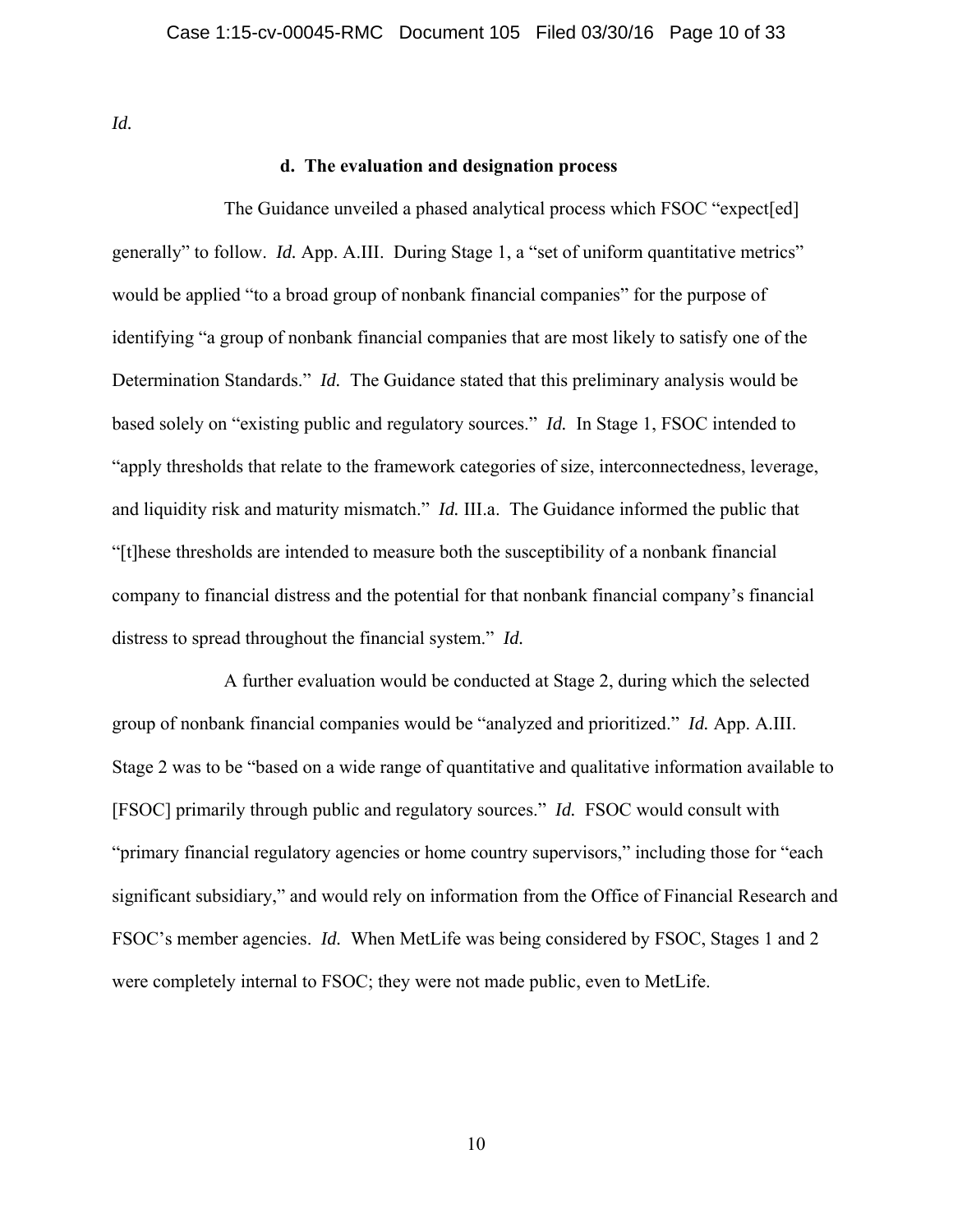*Id.*

#### d. The evaluation and designation process

The Guidance unveiled a phased analytical process which FSOC "expect[ed] generally" to follow. *Id.* App. A.III. During Stage 1, a "set of uniform quantitative metrics" would be applied "to a broad group of nonbank financial companies" for the purpose of identifying "a group of nonbank financial companies that are most likely to satisfy one of the Determination Standards." *Id.* The Guidance stated that this preliminary analysis would be based solely on "existing public and regulatory sources." *Id.* In Stage 1, FSOC intended to "apply thresholds that relate to the framework categories of size, interconnectedness, leverage, and liquidity risk and maturity mismatch." *Id.* III.a. The Guidance informed the public that "[t]hese thresholds are intended to measure both the susceptibility of a nonbank financial company to financial distress and the potential for that nonbank financial company's financial distress to spread throughout the financial system." *Id.*

A further evaluation would be conducted at Stage 2, during which the selected group of nonbank financial companies would be "analyzed and prioritized." *Id.* App. A.III. Stage 2 was to be "based on a wide range of quantitative and qualitative information available to [FSOC] primarily through public and regulatory sources." *Id.* FSOC would consult with "primary financial regulatory agencies or home country supervisors," including those for "each significant subsidiary," and would rely on information from the Office of Financial Research and FSOC's member agencies. *Id.* When MetLife was being considered by FSOC, Stages 1 and 2 were completely internal to FSOC; they were not made public, even to MetLife.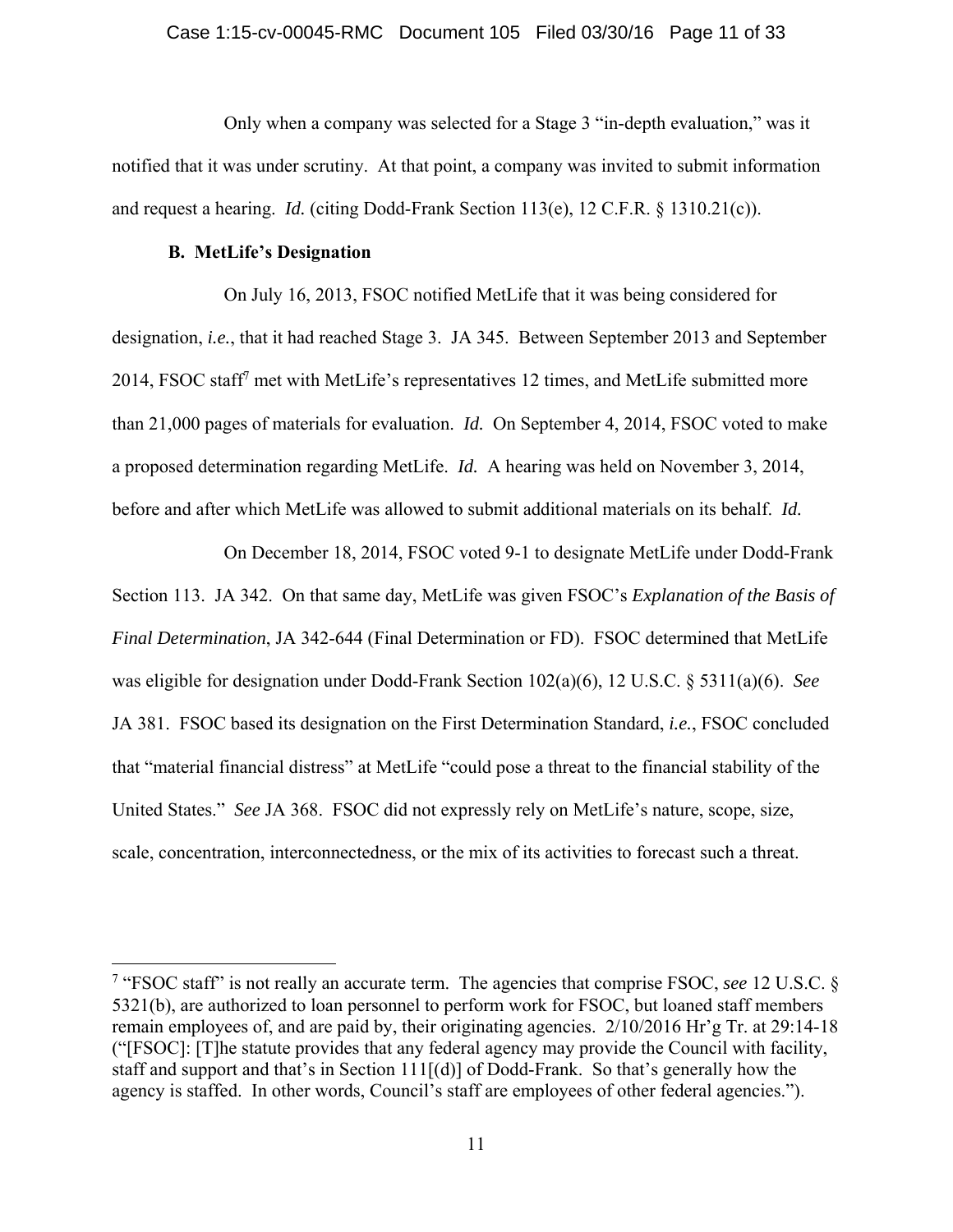Only when a company was selected for a Stage 3 "in-depth evaluation," was it notified that it was under scrutiny. At that point, a company was invited to submit information and request a hearing. *Id.* (citing Dodd-Frank Section 113(e), 12 C.F.R. § 1310.21(c)).

**B. MetLife's Designation**

On July 16, 2013, FSOC notified MetLife that it was being considered for designation, *i.e.*, that it had reached Stage 3. JA 345. Between September 2013 and September 2014, FSOC staff[7] met with MetLife's representatives 12 times, and MetLife submitted more than 21,000 pages of materials for evaluation. *Id.* On September 4, 2014, FSOC voted to make a proposed determination regarding MetLife. *Id.* A hearing was held on November 3, 2014, before and after which MetLife was allowed to submit additional materials on its behalf. *Id.*

On December 18, 2014, FSOC voted 9-1 to designate MetLife under Dodd-Frank Section 113. JA 342. On that same day, MetLife was given FSOC's *Explanation of the Basis of Final Determination*, JA 342-644 (Final Determination or FD). FSOC determined that MetLife was eligible for designation under Dodd-Frank Section 102(a)(6), 12 U.S.C. § 5311(a)(6). *See* JA 381. FSOC based its designation on the First Determination Standard, *i.e.*, FSOC concluded that "material financial distress" at MetLife "could pose a threat to the financial stability of the United States." *See* JA 368. FSOC did not expressly rely on MetLife's nature, scope, size, scale, concentration, interconnectedness, or the mix of its activities to forecast such a threat.

---

[7] "FSOC staff" is not really an accurate term. The agencies that comprise FSOC, *see* 12 U.S.C. § 5321(b), are authorized to loan personnel to perform work for FSOC, but loaned staff members remain employees of, and are paid by, their originating agencies. 2/10/2016 Hr'g Tr. at 29:14-18 ("[FSOC]: [T]he statute provides that any federal agency may provide the Council with facility, staff and support and that's in Section 111[(d)] of Dodd-Frank. So that's generally how the agency is staffed. In other words, Council's staff are employees of other federal agencies.").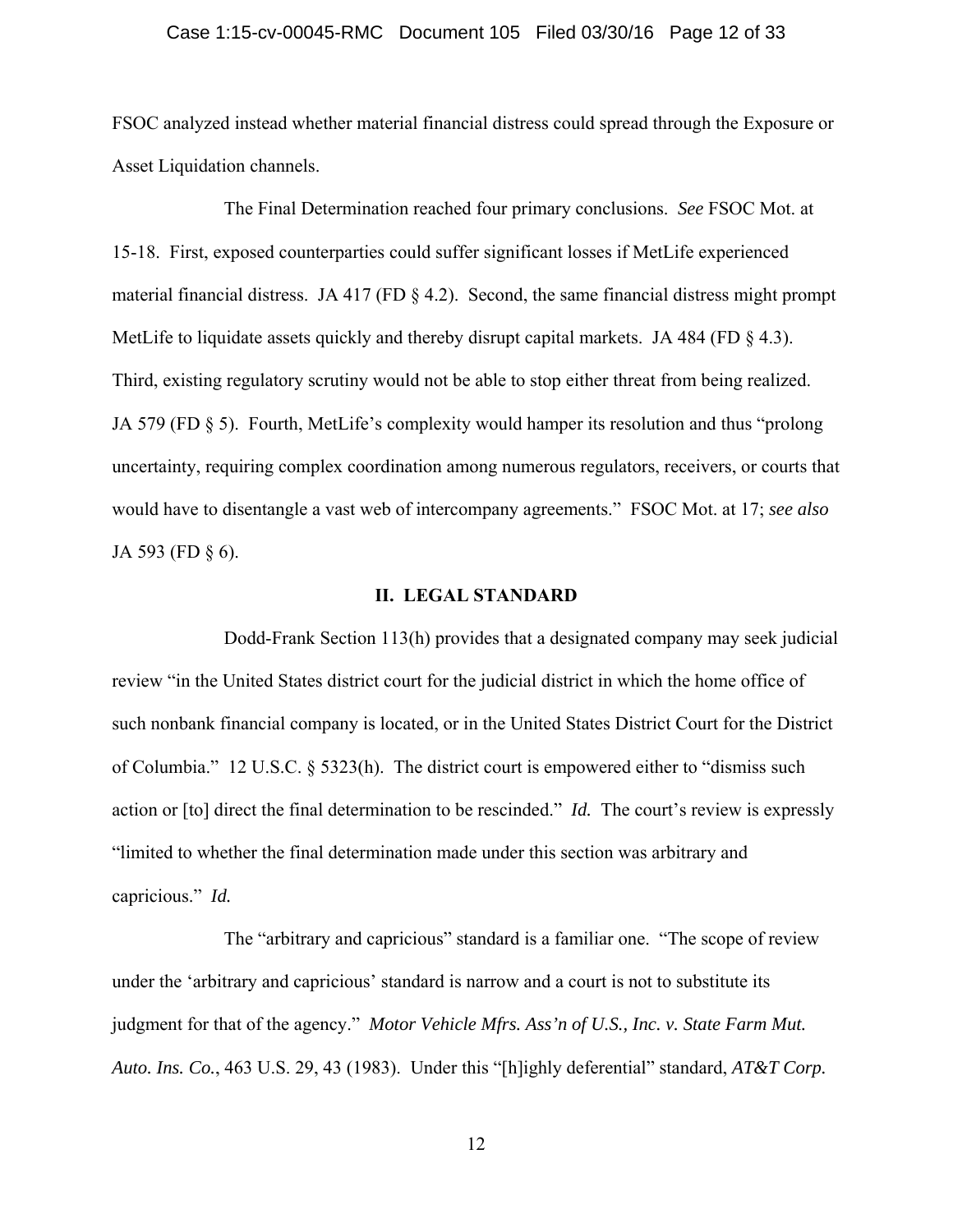FSOC analyzed instead whether material financial distress could spread through the Exposure or Asset Liquidation channels.

The Final Determination reached four primary conclusions. *See* FSOC Mot. at 15-18. First, exposed counterparties could suffer significant losses if MetLife experienced material financial distress. JA 417 (FD § 4.2). Second, the same financial distress might prompt MetLife to liquidate assets quickly and thereby disrupt capital markets. JA 484 (FD § 4.3). Third, existing regulatory scrutiny would not be able to stop either threat from being realized. JA 579 (FD § 5). Fourth, MetLife's complexity would hamper its resolution and thus "prolong uncertainty, requiring complex coordination among numerous regulators, receivers, or courts that would have to disentangle a vast web of intercompany agreements." FSOC Mot. at 17; *see also* JA 593 (FD § 6).

## II. LEGAL STANDARD

Dodd-Frank Section 113(h) provides that a designated company may seek judicial review "in the United States district court for the judicial district in which the home office of such nonbank financial company is located, or in the United States District Court for the District of Columbia." 12 U.S.C. § 5323(h). The district court is empowered either to "dismiss such action or [to] direct the final determination to be rescinded." *Id.* The court's review is expressly "limited to whether the final determination made under this section was arbitrary and capricious." *Id.*

The "arbitrary and capricious" standard is a familiar one. "The scope of review under the 'arbitrary and capricious' standard is narrow and a court is not to substitute its judgment for that of the agency." *Motor Vehicle Mfrs. Ass'n of U.S., Inc. v. State Farm Mut. Auto. Ins. Co.*, 463 U.S. 29, 43 (1983). Under this "[h]ighly deferential" standard, *AT&T Corp.*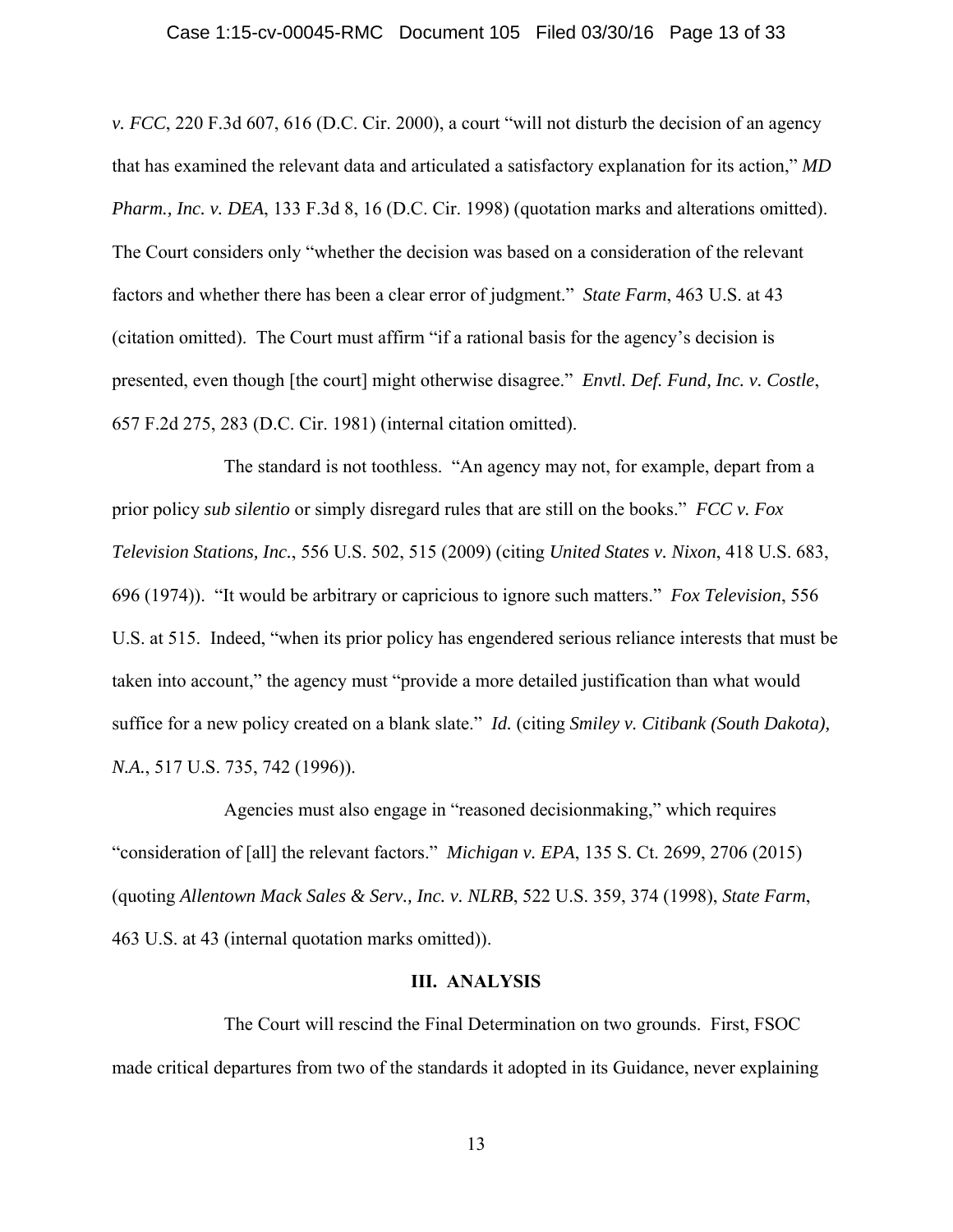*v. FCC*, 220 F.3d 607, 616 (D.C. Cir. 2000), a court "will not disturb the decision of an agency that has examined the relevant data and articulated a satisfactory explanation for its action," *MD Pharm., Inc. v. DEA*, 133 F.3d 8, 16 (D.C. Cir. 1998) (quotation marks and alterations omitted). The Court considers only "whether the decision was based on a consideration of the relevant factors and whether there has been a clear error of judgment." *State Farm*, 463 U.S. at 43 (citation omitted). The Court must affirm "if a rational basis for the agency's decision is presented, even though [the court] might otherwise disagree." *Envtl. Def. Fund, Inc. v. Costle*, 657 F.2d 275, 283 (D.C. Cir. 1981) (internal citation omitted).

The standard is not toothless. "An agency may not, for example, depart from a prior policy *sub silentio* or simply disregard rules that are still on the books." *FCC v. Fox Television Stations, Inc.*, 556 U.S. 502, 515 (2009) (citing *United States v. Nixon*, 418 U.S. 683, 696 (1974)). "It would be arbitrary or capricious to ignore such matters." *Fox Television*, 556 U.S. at 515. Indeed, "when its prior policy has engendered serious reliance interests that must be taken into account," the agency must "provide a more detailed justification than what would suffice for a new policy created on a blank slate." *Id.* (citing *Smiley v. Citibank (South Dakota), N.A.*, 517 U.S. 735, 742 (1996)).

Agencies must also engage in "reasoned decisionmaking," which requires "consideration of [all] the relevant factors." *Michigan v. EPA*, 135 S. Ct. 2699, 2706 (2015) (quoting *Allentown Mack Sales & Serv., Inc. v. NLRB*, 522 U.S. 359, 374 (1998), *State Farm*, 463 U.S. at 43 (internal quotation marks omitted)).

## III. ANALYSIS

The Court will rescind the Final Determination on two grounds. First, FSOC made critical departures from two of the standards it adopted in its Guidance, never explaining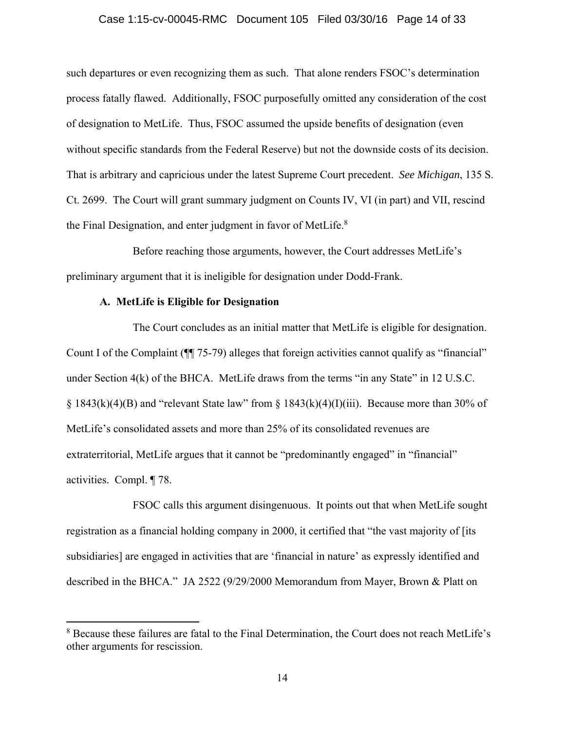such departures or even recognizing them as such. That alone renders FSOC's determination process fatally flawed. Additionally, FSOC purposefully omitted any consideration of the cost of designation to MetLife. Thus, FSOC assumed the upside benefits of designation (even without specific standards from the Federal Reserve) but not the downside costs of its decision. That is arbitrary and capricious under the latest Supreme Court precedent. *See Michigan*, 135 S. Ct. 2699. The Court will grant summary judgment on Counts IV, VI (in part) and VII, rescind the Final Designation, and enter judgment in favor of MetLife.[8]

Before reaching those arguments, however, the Court addresses MetLife's preliminary argument that it is ineligible for designation under Dodd-Frank.

**A. MetLife is Eligible for Designation**

The Court concludes as an initial matter that MetLife is eligible for designation. Count I of the Complaint (¶¶ 75-79) alleges that foreign activities cannot qualify as "financial" under Section 4(k) of the BHCA. MetLife draws from the terms "in any State" in 12 U.S.C. § 1843(k)(4)(B) and "relevant State law" from § 1843(k)(4)(I)(iii). Because more than 30% of MetLife's consolidated assets and more than 25% of its consolidated revenues are extraterritorial, MetLife argues that it cannot be "predominantly engaged" in "financial" activities. Compl. ¶ 78.

FSOC calls this argument disingenuous. It points out that when MetLife sought registration as a financial holding company in 2000, it certified that "the vast majority of [its subsidiaries] are engaged in activities that are 'financial in nature' as expressly identified and described in the BHCA." JA 2522 (9/29/2000 Memorandum from Mayer, Brown & Platt on

---

[8] Because these failures are fatal to the Final Determination, the Court does not reach MetLife's other arguments for rescission.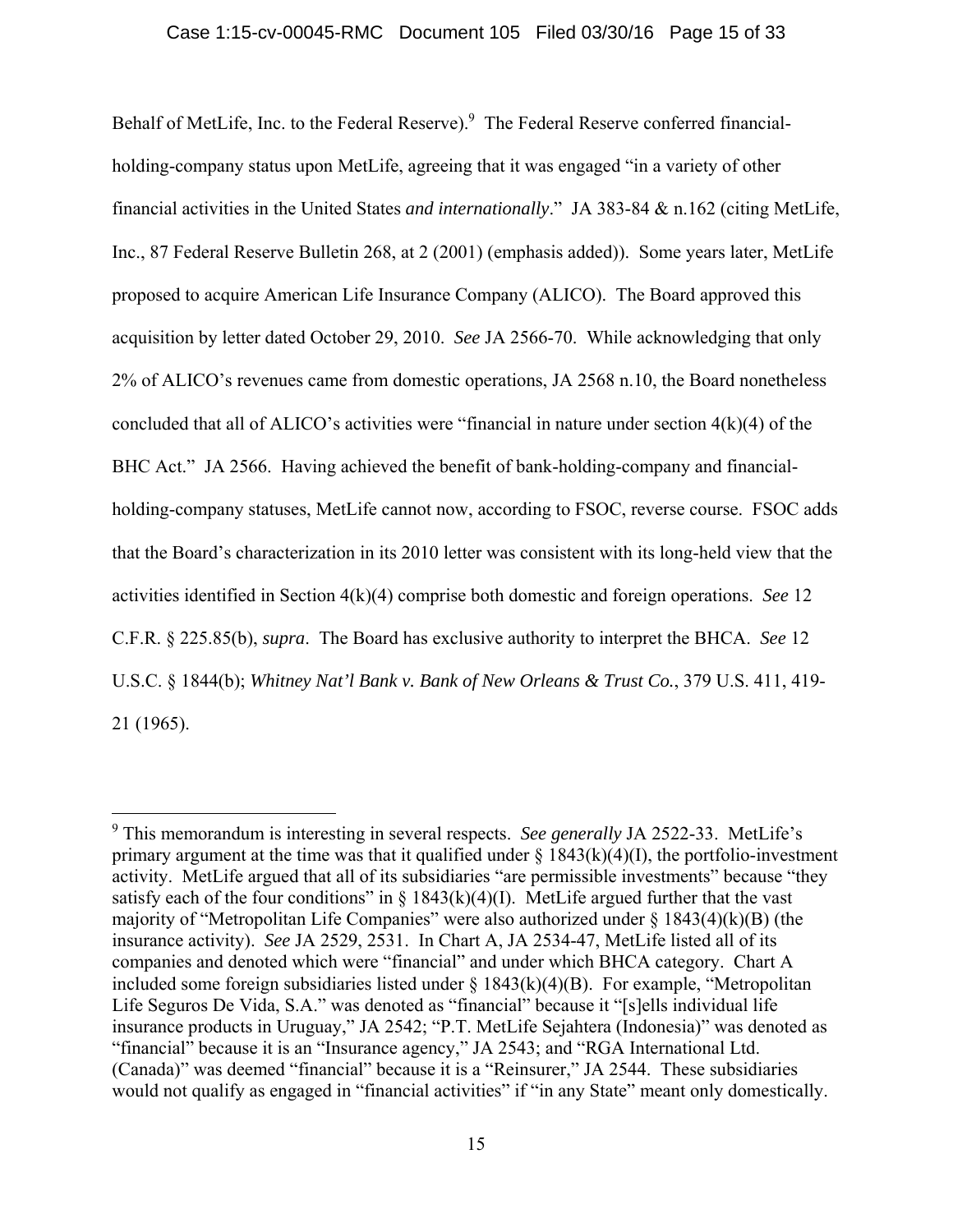Behalf of MetLife, Inc. to the Federal Reserve).[9] The Federal Reserve conferred financial-holding-company status upon MetLife, agreeing that it was engaged "in a variety of other financial activities in the United States *and internationally*." JA 383-84 & n.162 (citing MetLife, Inc., 87 Federal Reserve Bulletin 268, at 2 (2001) (emphasis added)). Some years later, MetLife proposed to acquire American Life Insurance Company (ALICO). The Board approved this acquisition by letter dated October 29, 2010. *See* JA 2566-70. While acknowledging that only 2% of ALICO's revenues came from domestic operations, JA 2568 n.10, the Board nonetheless concluded that all of ALICO's activities were "financial in nature under section 4(k)(4) of the BHC Act." JA 2566. Having achieved the benefit of bank-holding-company and financial-holding-company statuses, MetLife cannot now, according to FSOC, reverse course. FSOC adds that the Board's characterization in its 2010 letter was consistent with its long-held view that the activities identified in Section 4(k)(4) comprise both domestic and foreign operations. *See* 12 C.F.R. § 225.85(b), *supra*. The Board has exclusive authority to interpret the BHCA. *See* 12 U.S.C. § 1844(b); *Whitney Nat'l Bank v. Bank of New Orleans & Trust Co.*, 379 U.S. 411, 419-21 (1965).

---

[9] This memorandum is interesting in several respects. *See generally* JA 2522-33. MetLife's primary argument at the time was that it qualified under § 1843(k)(4)(I), the portfolio-investment activity. MetLife argued that all of its subsidiaries "are permissible investments" because "they satisfy each of the four conditions" in § 1843(k)(4)(I). MetLife argued further that the vast majority of "Metropolitan Life Companies" were also authorized under § 1843(4)(k)(B) (the insurance activity). *See* JA 2529, 2531. In Chart A, JA 2534-47, MetLife listed all of its companies and denoted which were "financial" and under which BHCA category. Chart A included some foreign subsidiaries listed under § 1843(k)(4)(B). For example, "Metropolitan Life Seguros De Vida, S.A." was denoted as "financial" because it "[s]ells individual life insurance products in Uruguay," JA 2542; "P.T. MetLife Sejahtera (Indonesia)" was denoted as "financial" because it is an "Insurance agency," JA 2543; and "RGA International Ltd. (Canada)" was deemed "financial" because it is a "Reinsurer," JA 2544. These subsidiaries would not qualify as engaged in "financial activities" if "in any State" meant only domestically.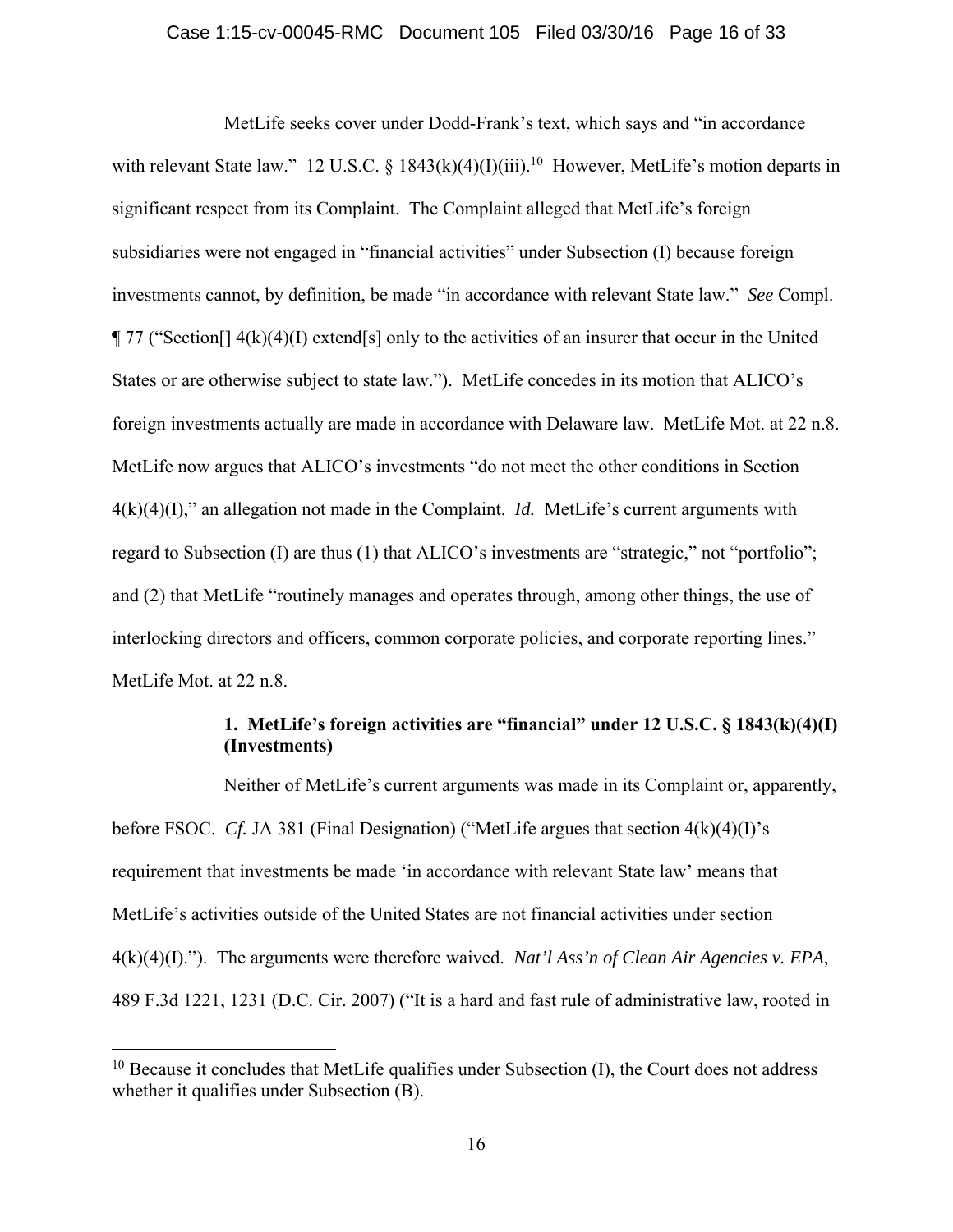MetLife seeks cover under Dodd-Frank's text, which says and "in accordance with relevant State law." 12 U.S.C. § 1843(k)(4)(I)(iii).[10] However, MetLife's motion departs in significant respect from its Complaint. The Complaint alleged that MetLife's foreign subsidiaries were not engaged in "financial activities" under Subsection (I) because foreign investments cannot, by definition, be made "in accordance with relevant State law." *See* Compl. ¶ 77 ("Section[] 4(k)(4)(I) extend[s] only to the activities of an insurer that occur in the United States or are otherwise subject to state law."). MetLife concedes in its motion that ALICO's foreign investments actually are made in accordance with Delaware law. MetLife Mot. at 22 n.8. MetLife now argues that ALICO's investments "do not meet the other conditions in Section 4(k)(4)(I)," an allegation not made in the Complaint. *Id.* MetLife's current arguments with regard to Subsection (I) are thus (1) that ALICO's investments are "strategic," not "portfolio"; and (2) that MetLife "routinely manages and operates through, among other things, the use of interlocking directors and officers, common corporate policies, and corporate reporting lines." MetLife Mot. at 22 n.8.

**1. MetLife's foreign activities are "financial" under 12 U.S.C. § 1843(k)(4)(I) (Investments)**

Neither of MetLife's current arguments was made in its Complaint or, apparently, before FSOC. *Cf.* JA 381 (Final Designation) ("MetLife argues that section 4(k)(4)(I)'s requirement that investments be made 'in accordance with relevant State law' means that MetLife's activities outside of the United States are not financial activities under section 4(k)(4)(I)."). The arguments were therefore waived. *Nat'l Ass'n of Clean Air Agencies v. EPA*, 489 F.3d 1221, 1231 (D.C. Cir. 2007) ("It is a hard and fast rule of administrative law, rooted in

---

[10] Because it concludes that MetLife qualifies under Subsection (I), the Court does not address whether it qualifies under Subsection (B).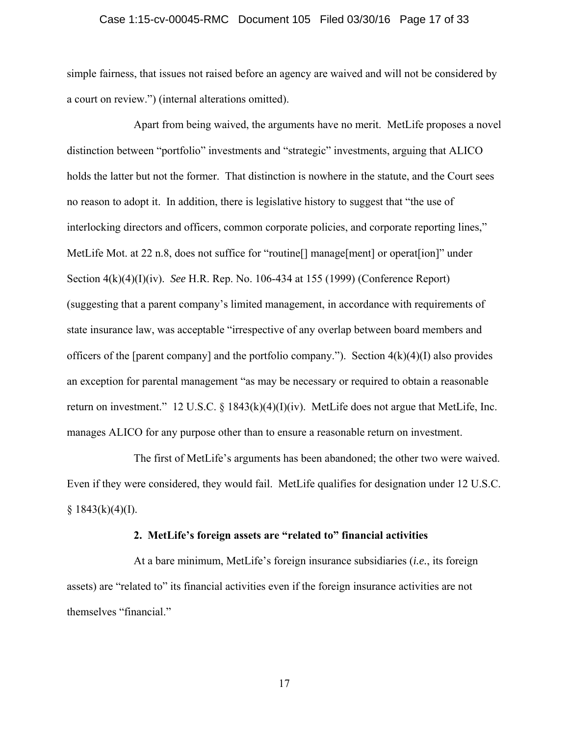simple fairness, that issues not raised before an agency are waived and will not be considered by a court on review.") (internal alterations omitted).

Apart from being waived, the arguments have no merit. MetLife proposes a novel distinction between "portfolio" investments and "strategic" investments, arguing that ALICO holds the latter but not the former. That distinction is nowhere in the statute, and the Court sees no reason to adopt it. In addition, there is legislative history to suggest that "the use of interlocking directors and officers, common corporate policies, and corporate reporting lines," MetLife Mot. at 22 n.8, does not suffice for "routine[] manage[ment] or operat[ion]" under Section 4(k)(4)(I)(iv). *See* H.R. Rep. No. 106-434 at 155 (1999) (Conference Report) (suggesting that a parent company's limited management, in accordance with requirements of state insurance law, was acceptable "irrespective of any overlap between board members and officers of the [parent company] and the portfolio company."). Section 4(k)(4)(I) also provides an exception for parental management "as may be necessary or required to obtain a reasonable return on investment." 12 U.S.C. § 1843(k)(4)(I)(iv). MetLife does not argue that MetLife, Inc. manages ALICO for any purpose other than to ensure a reasonable return on investment.

The first of MetLife's arguments has been abandoned; the other two were waived. Even if they were considered, they would fail. MetLife qualifies for designation under 12 U.S.C. § 1843(k)(4)(I).

### 2. MetLife's foreign assets are "related to" financial activities

At a bare minimum, MetLife's foreign insurance subsidiaries (*i.e.*, its foreign assets) are "related to" its financial activities even if the foreign insurance activities are not themselves "financial."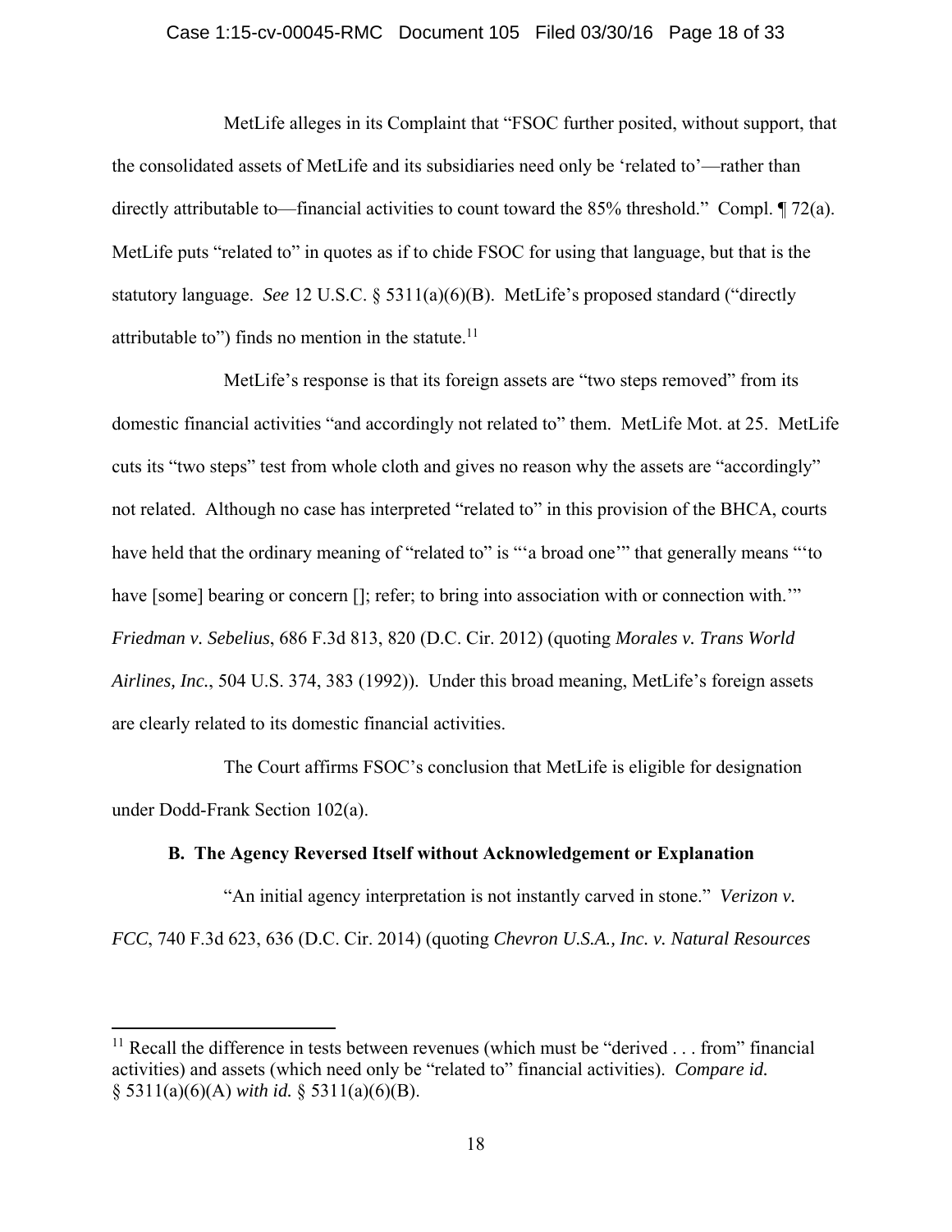MetLife alleges in its Complaint that "FSOC further posited, without support, that the consolidated assets of MetLife and its subsidiaries need only be 'related to'—rather than directly attributable to—financial activities to count toward the 85% threshold." Compl. ¶ 72(a). MetLife puts "related to" in quotes as if to chide FSOC for using that language, but that is the statutory language. *See* 12 U.S.C. § 5311(a)(6)(B). MetLife's proposed standard ("directly attributable to") finds no mention in the statute.[11]

MetLife's response is that its foreign assets are "two steps removed" from its domestic financial activities "and accordingly not related to" them. MetLife Mot. at 25. MetLife cuts its "two steps" test from whole cloth and gives no reason why the assets are "accordingly" not related. Although no case has interpreted "related to" in this provision of the BHCA, courts have held that the ordinary meaning of "related to" is "'a broad one'" that generally means "'to have [some] bearing or concern []; refer; to bring into association with or connection with.'" *Friedman v. Sebelius*, 686 F.3d 813, 820 (D.C. Cir. 2012) (quoting *Morales v. Trans World Airlines, Inc.*, 504 U.S. 374, 383 (1992)). Under this broad meaning, MetLife's foreign assets are clearly related to its domestic financial activities.

The Court affirms FSOC's conclusion that MetLife is eligible for designation under Dodd-Frank Section 102(a).

### B. The Agency Reversed Itself without Acknowledgement or Explanation

"An initial agency interpretation is not instantly carved in stone." *Verizon v. FCC*, 740 F.3d 623, 636 (D.C. Cir. 2014) (quoting *Chevron U.S.A., Inc. v. Natural Resources*

---

[11] Recall the difference in tests between revenues (which must be "derived . . . from" financial activities) and assets (which need only be "related to" financial activities). *Compare id.* § 5311(a)(6)(A) *with id.* § 5311(a)(6)(B).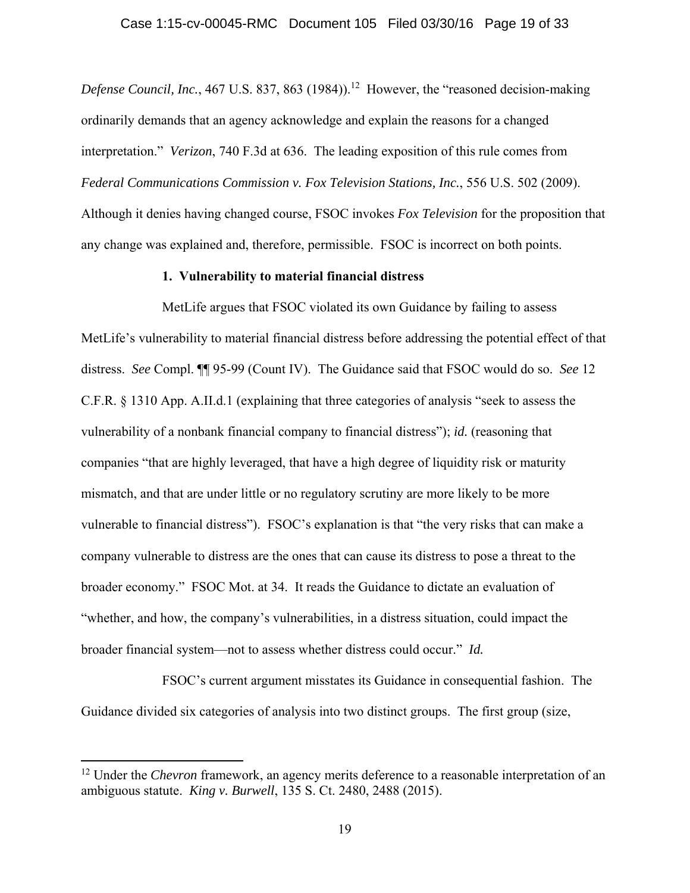*Defense Council, Inc.*, 467 U.S. 837, 863 (1984)).[12] However, the "reasoned decision-making ordinarily demands that an agency acknowledge and explain the reasons for a changed interpretation." *Verizon*, 740 F.3d at 636. The leading exposition of this rule comes from *Federal Communications Commission v. Fox Television Stations, Inc.*, 556 U.S. 502 (2009). Although it denies having changed course, FSOC invokes *Fox Television* for the proposition that any change was explained and, therefore, permissible. FSOC is incorrect on both points.

**1. Vulnerability to material financial distress**

MetLife argues that FSOC violated its own Guidance by failing to assess MetLife's vulnerability to material financial distress before addressing the potential effect of that distress. *See* Compl. ¶¶ 95-99 (Count IV). The Guidance said that FSOC would do so. *See* 12 C.F.R. § 1310 App. A.II.d.1 (explaining that three categories of analysis "seek to assess the vulnerability of a nonbank financial company to financial distress"); *id.* (reasoning that companies "that are highly leveraged, that have a high degree of liquidity risk or maturity mismatch, and that are under little or no regulatory scrutiny are more likely to be more vulnerable to financial distress"). FSOC's explanation is that "the very risks that can make a company vulnerable to distress are the ones that can cause its distress to pose a threat to the broader economy." FSOC Mot. at 34. It reads the Guidance to dictate an evaluation of "whether, and how, the company's vulnerabilities, in a distress situation, could impact the broader financial system—not to assess whether distress could occur." *Id.*

FSOC's current argument misstates its Guidance in consequential fashion. The Guidance divided six categories of analysis into two distinct groups. The first group (size,

[12] Under the *Chevron* framework, an agency merits deference to a reasonable interpretation of an ambiguous statute. *King v. Burwell*, 135 S. Ct. 2480, 2488 (2015).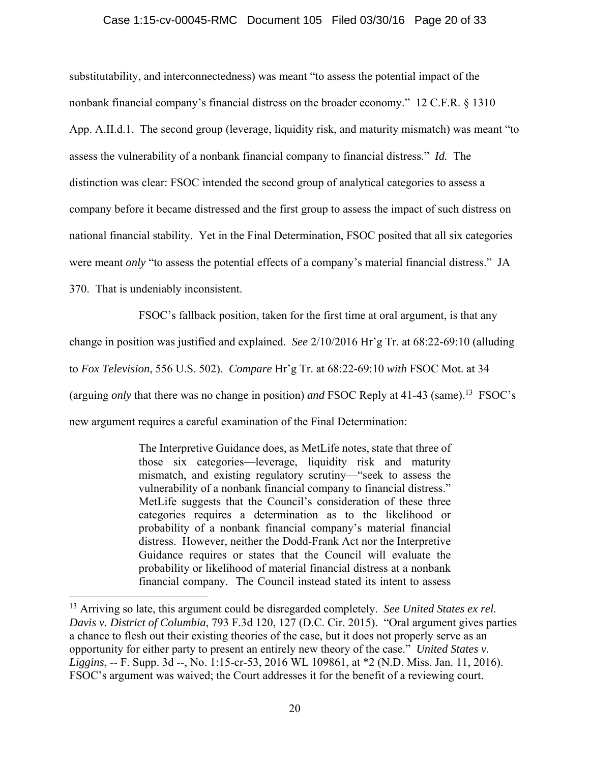substitutability, and interconnectedness) was meant "to assess the potential impact of the nonbank financial company's financial distress on the broader economy." 12 C.F.R. § 1310 App. A.II.d.1. The second group (leverage, liquidity risk, and maturity mismatch) was meant "to assess the vulnerability of a nonbank financial company to financial distress." *Id.* The distinction was clear: FSOC intended the second group of analytical categories to assess a company before it became distressed and the first group to assess the impact of such distress on national financial stability. Yet in the Final Determination, FSOC posited that all six categories were meant *only* "to assess the potential effects of a company's material financial distress." JA 370. That is undeniably inconsistent.

FSOC's fallback position, taken for the first time at oral argument, is that any change in position was justified and explained. *See* 2/10/2016 Hr'g Tr. at 68:22-69:10 (alluding to *Fox Television*, 556 U.S. 502). *Compare* Hr'g Tr. at 68:22-69:10 *with* FSOC Mot. at 34 (arguing *only* that there was no change in position) *and* FSOC Reply at 41-43 (same).[13] FSOC's new argument requires a careful examination of the Final Determination:

> The Interpretive Guidance does, as MetLife notes, state that three of those six categories—leverage, liquidity risk and maturity mismatch, and existing regulatory scrutiny—"seek to assess the vulnerability of a nonbank financial company to financial distress." MetLife suggests that the Council's consideration of these three categories requires a determination as to the likelihood or probability of a nonbank financial company's material financial distress. However, neither the Dodd-Frank Act nor the Interpretive Guidance requires or states that the Council will evaluate the probability or likelihood of material financial distress at a nonbank financial company. The Council instead stated its intent to assess

---

[13] Arriving so late, this argument could be disregarded completely. *See United States ex rel. Davis v. District of Columbia*, 793 F.3d 120, 127 (D.C. Cir. 2015). "Oral argument gives parties a chance to flesh out their existing theories of the case, but it does not properly serve as an opportunity for either party to present an entirely new theory of the case." *United States v. Liggins*, -- F. Supp. 3d --, No. 1:15-cr-53, 2016 WL 109861, at *2 (N.D. Miss. Jan. 11, 2016). FSOC's argument was waived; the Court addresses it for the benefit of a reviewing court.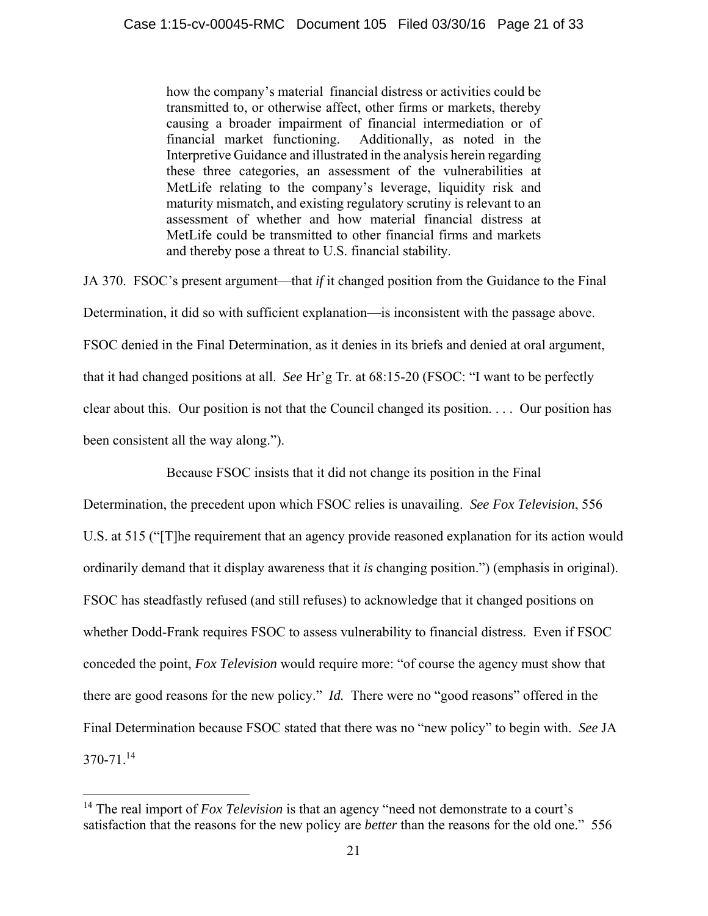> how the company's material financial distress or activities could be transmitted to, or otherwise affect, other firms or markets, thereby causing a broader impairment of financial intermediation or of financial market functioning. Additionally, as noted in the Interpretive Guidance and illustrated in the analysis herein regarding these three categories, an assessment of the vulnerabilities at MetLife relating to the company's leverage, liquidity risk and maturity mismatch, and existing regulatory scrutiny is relevant to an assessment of whether and how material financial distress at MetLife could be transmitted to other financial firms and markets and thereby pose a threat to U.S. financial stability.

JA 370. FSOC's present argument—that *if* it changed position from the Guidance to the Final Determination, it did so with sufficient explanation—is inconsistent with the passage above. FSOC denied in the Final Determination, as it denies in its briefs and denied at oral argument, that it had changed positions at all. *See* Hr'g Tr. at 68:15-20 (FSOC: "I want to be perfectly clear about this. Our position is not that the Council changed its position. . . . Our position has been consistent all the way along.").

Because FSOC insists that it did not change its position in the Final Determination, the precedent upon which FSOC relies is unavailing. *See Fox Television*, 556 U.S. at 515 ("[T]he requirement that an agency provide reasoned explanation for its action would ordinarily demand that it display awareness that it *is* changing position.") (emphasis in original). FSOC has steadfastly refused (and still refuses) to acknowledge that it changed positions on whether Dodd-Frank requires FSOC to assess vulnerability to financial distress. Even if FSOC conceded the point, *Fox Television* would require more: "of course the agency must show that there are good reasons for the new policy." *Id.* There were no "good reasons" offered in the Final Determination because FSOC stated that there was no "new policy" to begin with. *See* JA 370-71.[14]

[14] The real import of *Fox Television* is that an agency "need not demonstrate to a court's satisfaction that the reasons for the new policy are *better* than the reasons for the old one." 556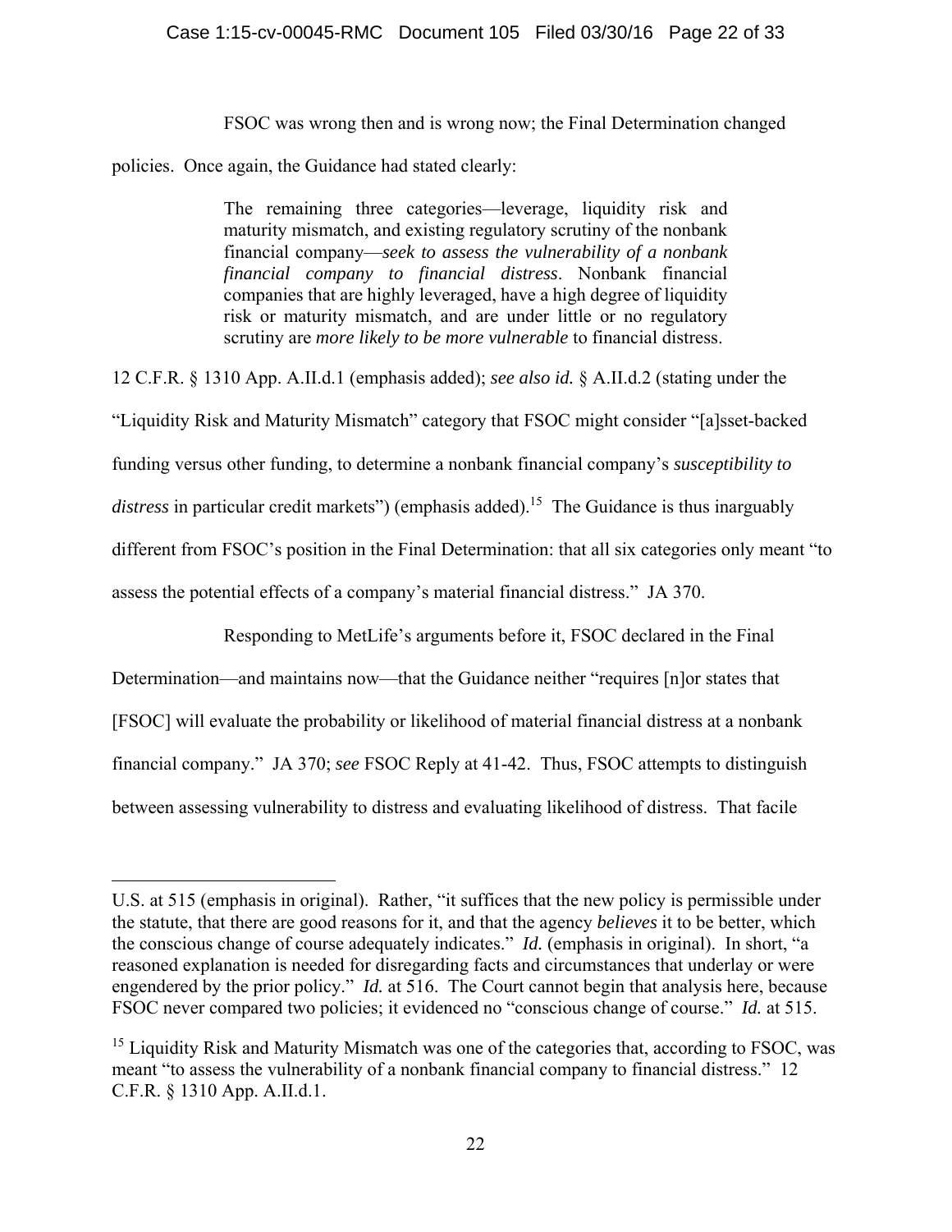FSOC was wrong then and is wrong now; the Final Determination changed policies. Once again, the Guidance had stated clearly:

> The remaining three categories—leverage, liquidity risk and maturity mismatch, and existing regulatory scrutiny of the nonbank financial company—*seek to assess the vulnerability of a nonbank financial company to financial distress*. Nonbank financial companies that are highly leveraged, have a high degree of liquidity risk or maturity mismatch, and are under little or no regulatory scrutiny are *more likely to be more vulnerable* to financial distress.

12 C.F.R. § 1310 App. A.II.d.1 (emphasis added); *see also id.* § A.II.d.2 (stating under the "Liquidity Risk and Maturity Mismatch" category that FSOC might consider "[a]sset-backed funding versus other funding, to determine a nonbank financial company's *susceptibility to distress* in particular credit markets") (emphasis added).[15] The Guidance is thus inarguably different from FSOC's position in the Final Determination: that all six categories only meant "to assess the potential effects of a company's material financial distress." JA 370.

Responding to MetLife's arguments before it, FSOC declared in the Final Determination—and maintains now—that the Guidance neither "requires [n]or states that [FSOC] will evaluate the probability or likelihood of material financial distress at a nonbank financial company." JA 370; *see* FSOC Reply at 41-42. Thus, FSOC attempts to distinguish between assessing vulnerability to distress and evaluating likelihood of distress. That facile

---

U.S. at 515 (emphasis in original). Rather, "it suffices that the new policy is permissible under the statute, that there are good reasons for it, and that the agency *believes* it to be better, which the conscious change of course adequately indicates." *Id.* (emphasis in original). In short, "a reasoned explanation is needed for disregarding facts and circumstances that underlay or were engendered by the prior policy." *Id.* at 516. The Court cannot begin that analysis here, because FSOC never compared two policies; it evidenced no "conscious change of course." *Id.* at 515.

[15] Liquidity Risk and Maturity Mismatch was one of the categories that, according to FSOC, was meant "to assess the vulnerability of a nonbank financial company to financial distress." 12 C.F.R. § 1310 App. A.II.d.1.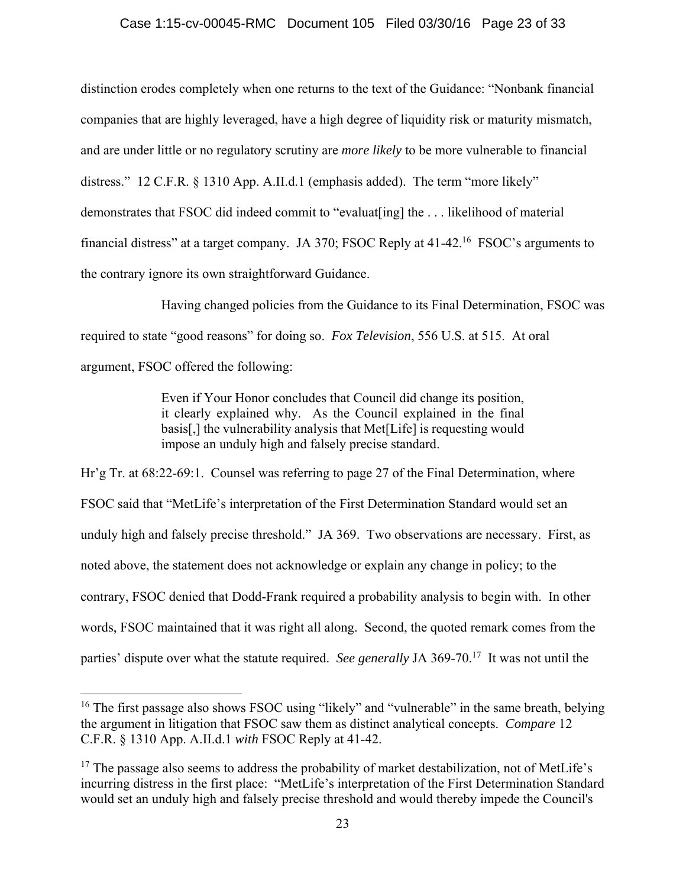distinction erodes completely when one returns to the text of the Guidance: "Nonbank financial companies that are highly leveraged, have a high degree of liquidity risk or maturity mismatch, and are under little or no regulatory scrutiny are *more likely* to be more vulnerable to financial distress." 12 C.F.R. § 1310 App. A.II.d.1 (emphasis added). The term "more likely" demonstrates that FSOC did indeed commit to "evaluat[ing] the . . . likelihood of material financial distress" at a target company. JA 370; FSOC Reply at 41-42.[16] FSOC's arguments to the contrary ignore its own straightforward Guidance.

Having changed policies from the Guidance to its Final Determination, FSOC was required to state "good reasons" for doing so. *Fox Television*, 556 U.S. at 515. At oral argument, FSOC offered the following:

> Even if Your Honor concludes that Council did change its position, it clearly explained why. As the Council explained in the final basis[,] the vulnerability analysis that Met[Life] is requesting would impose an unduly high and falsely precise standard.

Hr'g Tr. at 68:22-69:1. Counsel was referring to page 27 of the Final Determination, where FSOC said that "MetLife's interpretation of the First Determination Standard would set an unduly high and falsely precise threshold." JA 369. Two observations are necessary. First, as noted above, the statement does not acknowledge or explain any change in policy; to the contrary, FSOC denied that Dodd-Frank required a probability analysis to begin with. In other words, FSOC maintained that it was right all along. Second, the quoted remark comes from the parties' dispute over what the statute required. *See generally* JA 369-70.[17] It was not until the

---

[16] The first passage also shows FSOC using "likely" and "vulnerable" in the same breath, belying the argument in litigation that FSOC saw them as distinct analytical concepts. *Compare* 12 C.F.R. § 1310 App. A.II.d.1 *with* FSOC Reply at 41-42.

[17] The passage also seems to address the probability of market destabilization, not of MetLife's incurring distress in the first place: "MetLife's interpretation of the First Determination Standard would set an unduly high and falsely precise threshold and would thereby impede the Council's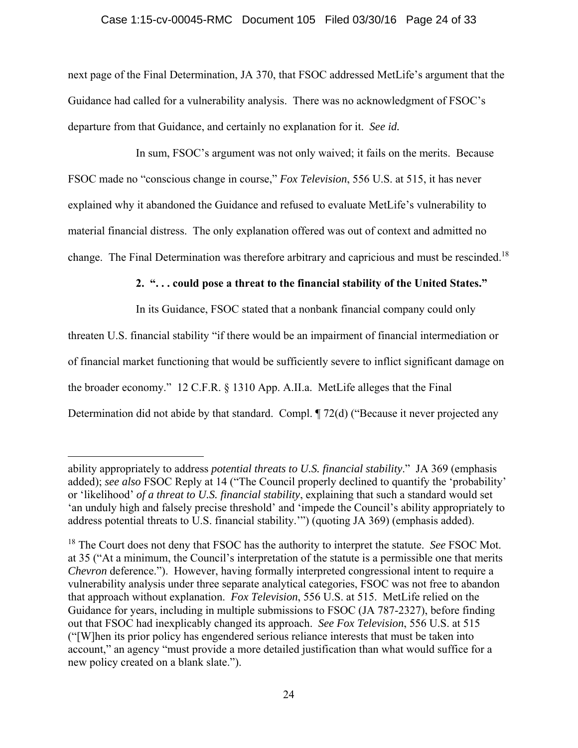next page of the Final Determination, JA 370, that FSOC addressed MetLife's argument that the Guidance had called for a vulnerability analysis. There was no acknowledgment of FSOC's departure from that Guidance, and certainly no explanation for it. *See id.*

In sum, FSOC's argument was not only waived; it fails on the merits. Because FSOC made no "conscious change in course," *Fox Television*, 556 U.S. at 515, it has never explained why it abandoned the Guidance and refused to evaluate MetLife's vulnerability to material financial distress. The only explanation offered was out of context and admitted no change. The Final Determination was therefore arbitrary and capricious and must be rescinded.[18]

**2. ". . . could pose a threat to the financial stability of the United States."**

In its Guidance, FSOC stated that a nonbank financial company could only threaten U.S. financial stability "if there would be an impairment of financial intermediation or of financial market functioning that would be sufficiently severe to inflict significant damage on the broader economy." 12 C.F.R. § 1310 App. A.II.a. MetLife alleges that the Final Determination did not abide by that standard. Compl. ¶ 72(d) ("Because it never projected any

---

ability appropriately to address *potential threats to U.S. financial stability*." JA 369 (emphasis added); *see also* FSOC Reply at 14 ("The Council properly declined to quantify the 'probability' or 'likelihood' *of a threat to U.S. financial stability*, explaining that such a standard would set 'an unduly high and falsely precise threshold' and 'impede the Council's ability appropriately to address potential threats to U.S. financial stability.'") (quoting JA 369) (emphasis added).

[18] The Court does not deny that FSOC has the authority to interpret the statute. *See* FSOC Mot. at 35 ("At a minimum, the Council's interpretation of the statute is a permissible one that merits *Chevron* deference."). However, having formally interpreted congressional intent to require a vulnerability analysis under three separate analytical categories, FSOC was not free to abandon that approach without explanation. *Fox Television*, 556 U.S. at 515. MetLife relied on the Guidance for years, including in multiple submissions to FSOC (JA 787-2327), before finding out that FSOC had inexplicably changed its approach. *See Fox Television*, 556 U.S. at 515 ("[W]hen its prior policy has engendered serious reliance interests that must be taken into account," an agency "must provide a more detailed justification than what would suffice for a new policy created on a blank slate.").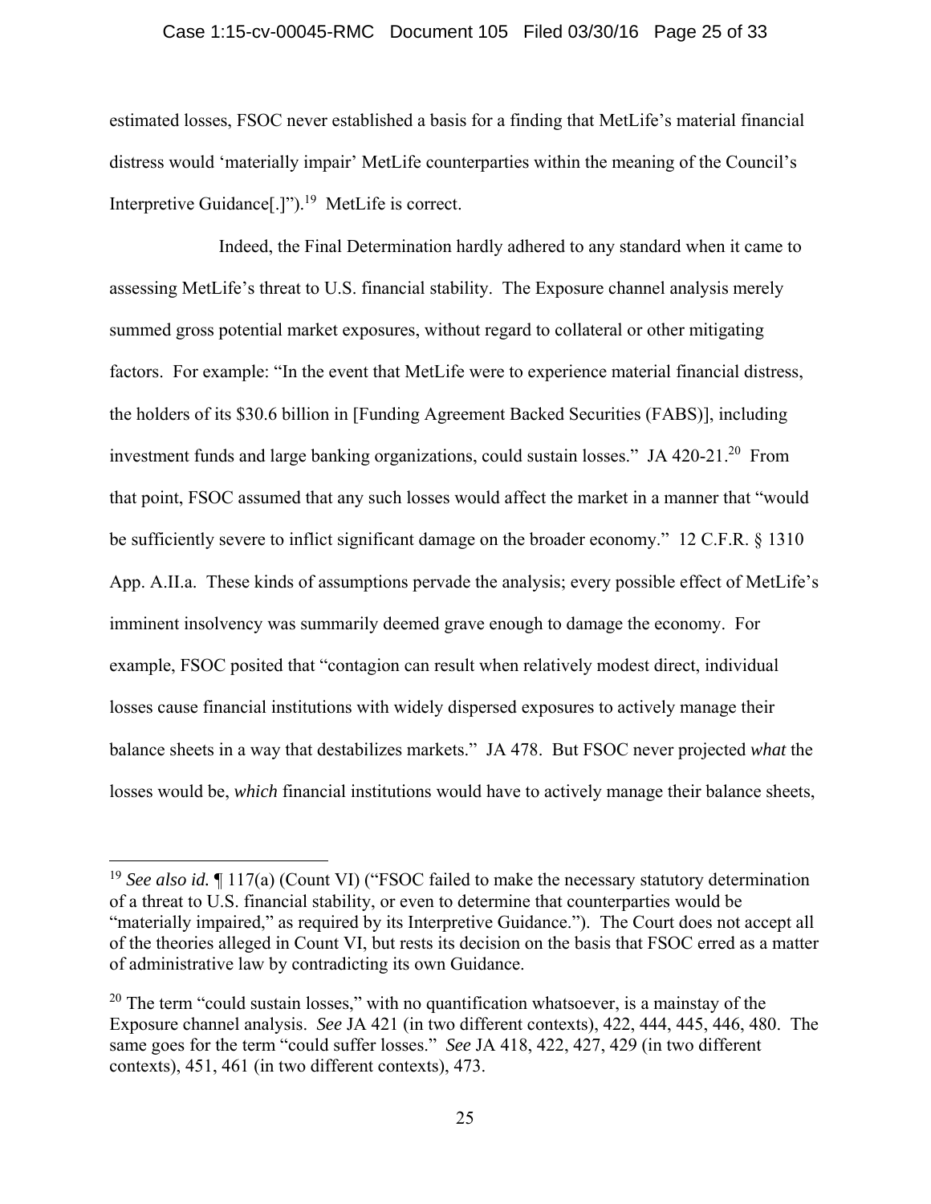estimated losses, FSOC never established a basis for a finding that MetLife's material financial distress would 'materially impair' MetLife counterparties within the meaning of the Council's Interpretive Guidance[.]").[19] MetLife is correct.

Indeed, the Final Determination hardly adhered to any standard when it came to assessing MetLife's threat to U.S. financial stability. The Exposure channel analysis merely summed gross potential market exposures, without regard to collateral or other mitigating factors. For example: "In the event that MetLife were to experience material financial distress, the holders of its $30.6 billion in [Funding Agreement Backed Securities (FABS)], including investment funds and large banking organizations, could sustain losses." JA 420-21.[20] From that point, FSOC assumed that any such losses would affect the market in a manner that "would be sufficiently severe to inflict significant damage on the broader economy." 12 C.F.R. § 1310 App. A.II.a. These kinds of assumptions pervade the analysis; every possible effect of MetLife's imminent insolvency was summarily deemed grave enough to damage the economy. For example, FSOC posited that "contagion can result when relatively modest direct, individual losses cause financial institutions with widely dispersed exposures to actively manage their balance sheets in a way that destabilizes markets." JA 478. But FSOC never projected *what* the losses would be, *which* financial institutions would have to actively manage their balance sheets,

---

[19] *See also id.* ¶ 117(a) (Count VI) ("FSOC failed to make the necessary statutory determination of a threat to U.S. financial stability, or even to determine that counterparties would be "materially impaired," as required by its Interpretive Guidance."). The Court does not accept all of the theories alleged in Count VI, but rests its decision on the basis that FSOC erred as a matter of administrative law by contradicting its own Guidance.

[20] The term "could sustain losses," with no quantification whatsoever, is a mainstay of the Exposure channel analysis. *See* JA 421 (in two different contexts), 422, 444, 445, 446, 480. The same goes for the term "could suffer losses." *See* JA 418, 422, 427, 429 (in two different contexts), 451, 461 (in two different contexts), 473.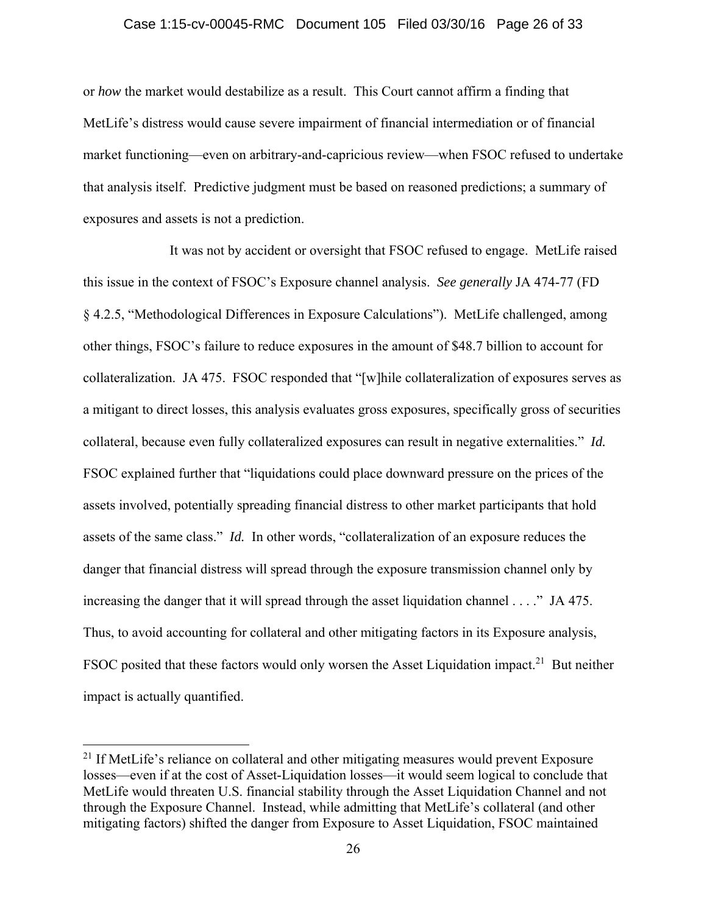or *how* the market would destabilize as a result. This Court cannot affirm a finding that MetLife's distress would cause severe impairment of financial intermediation or of financial market functioning—even on arbitrary-and-capricious review—when FSOC refused to undertake that analysis itself. Predictive judgment must be based on reasoned predictions; a summary of exposures and assets is not a prediction.

It was not by accident or oversight that FSOC refused to engage. MetLife raised this issue in the context of FSOC's Exposure channel analysis. *See generally* JA 474-77 (FD § 4.2.5, "Methodological Differences in Exposure Calculations"). MetLife challenged, among other things, FSOC's failure to reduce exposures in the amount of $48.7 billion to account for collateralization. JA 475. FSOC responded that "[w]hile collateralization of exposures serves as a mitigant to direct losses, this analysis evaluates gross exposures, specifically gross of securities collateral, because even fully collateralized exposures can result in negative externalities." *Id.* FSOC explained further that "liquidations could place downward pressure on the prices of the assets involved, potentially spreading financial distress to other market participants that hold assets of the same class." *Id.* In other words, "collateralization of an exposure reduces the danger that financial distress will spread through the exposure transmission channel only by increasing the danger that it will spread through the asset liquidation channel . . . ." JA 475. Thus, to avoid accounting for collateral and other mitigating factors in its Exposure analysis, FSOC posited that these factors would only worsen the Asset Liquidation impact.[21] But neither impact is actually quantified.

[21] If MetLife's reliance on collateral and other mitigating measures would prevent Exposure losses—even if at the cost of Asset-Liquidation losses—it would seem logical to conclude that MetLife would threaten U.S. financial stability through the Asset Liquidation Channel and not through the Exposure Channel. Instead, while admitting that MetLife's collateral (and other mitigating factors) shifted the danger from Exposure to Asset Liquidation, FSOC maintained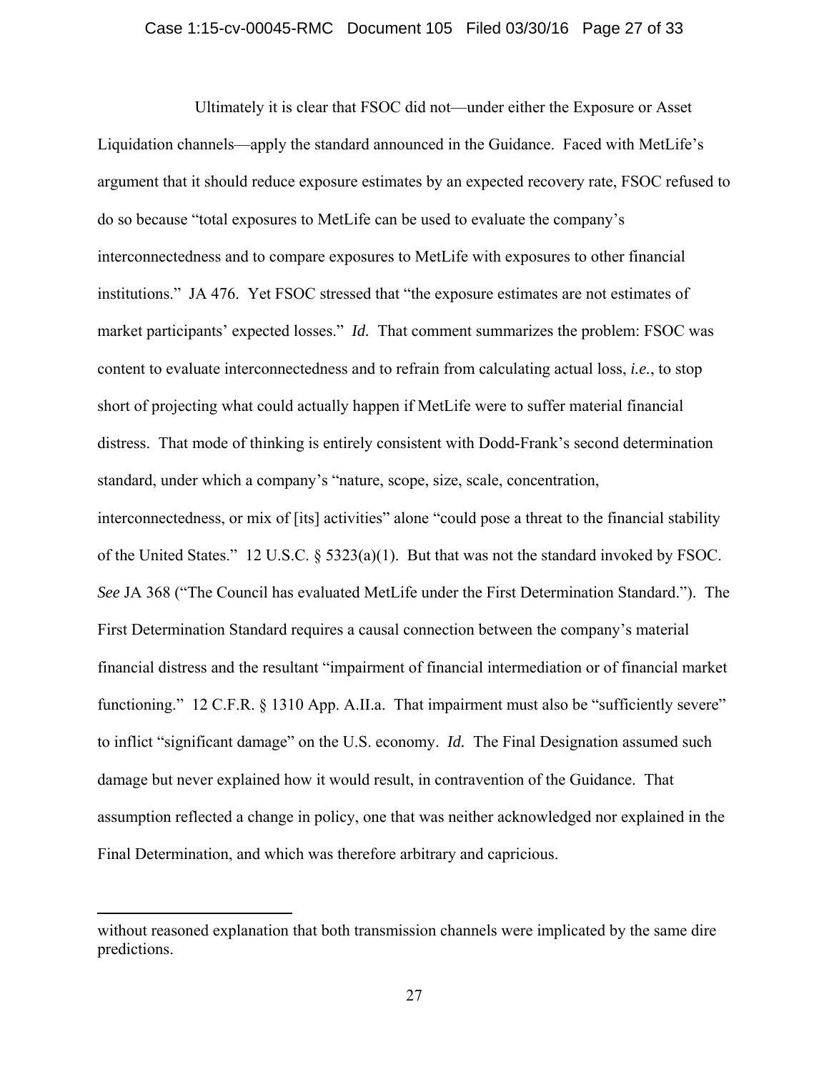Ultimately it is clear that FSOC did not—under either the Exposure or Asset Liquidation channels—apply the standard announced in the Guidance. Faced with MetLife's argument that it should reduce exposure estimates by an expected recovery rate, FSOC refused to do so because "total exposures to MetLife can be used to evaluate the company's interconnectedness and to compare exposures to MetLife with exposures to other financial institutions." JA 476. Yet FSOC stressed that "the exposure estimates are not estimates of market participants' expected losses." *Id.* That comment summarizes the problem: FSOC was content to evaluate interconnectedness and to refrain from calculating actual loss, *i.e.*, to stop short of projecting what could actually happen if MetLife were to suffer material financial distress. That mode of thinking is entirely consistent with Dodd-Frank's second determination standard, under which a company's "nature, scope, size, scale, concentration, interconnectedness, or mix of [its] activities" alone "could pose a threat to the financial stability of the United States." 12 U.S.C. § 5323(a)(1). But that was not the standard invoked by FSOC. *See* JA 368 ("The Council has evaluated MetLife under the First Determination Standard."). The First Determination Standard requires a causal connection between the company's material financial distress and the resultant "impairment of financial intermediation or of financial market functioning." 12 C.F.R. § 1310 App. A.II.a. That impairment must also be "sufficiently severe" to inflict "significant damage" on the U.S. economy. *Id.* The Final Designation assumed such damage but never explained how it would result, in contravention of the Guidance. That assumption reflected a change in policy, one that was neither acknowledged nor explained in the Final Determination, and which was therefore arbitrary and capricious.

---

without reasoned explanation that both transmission channels were implicated by the same dire predictions.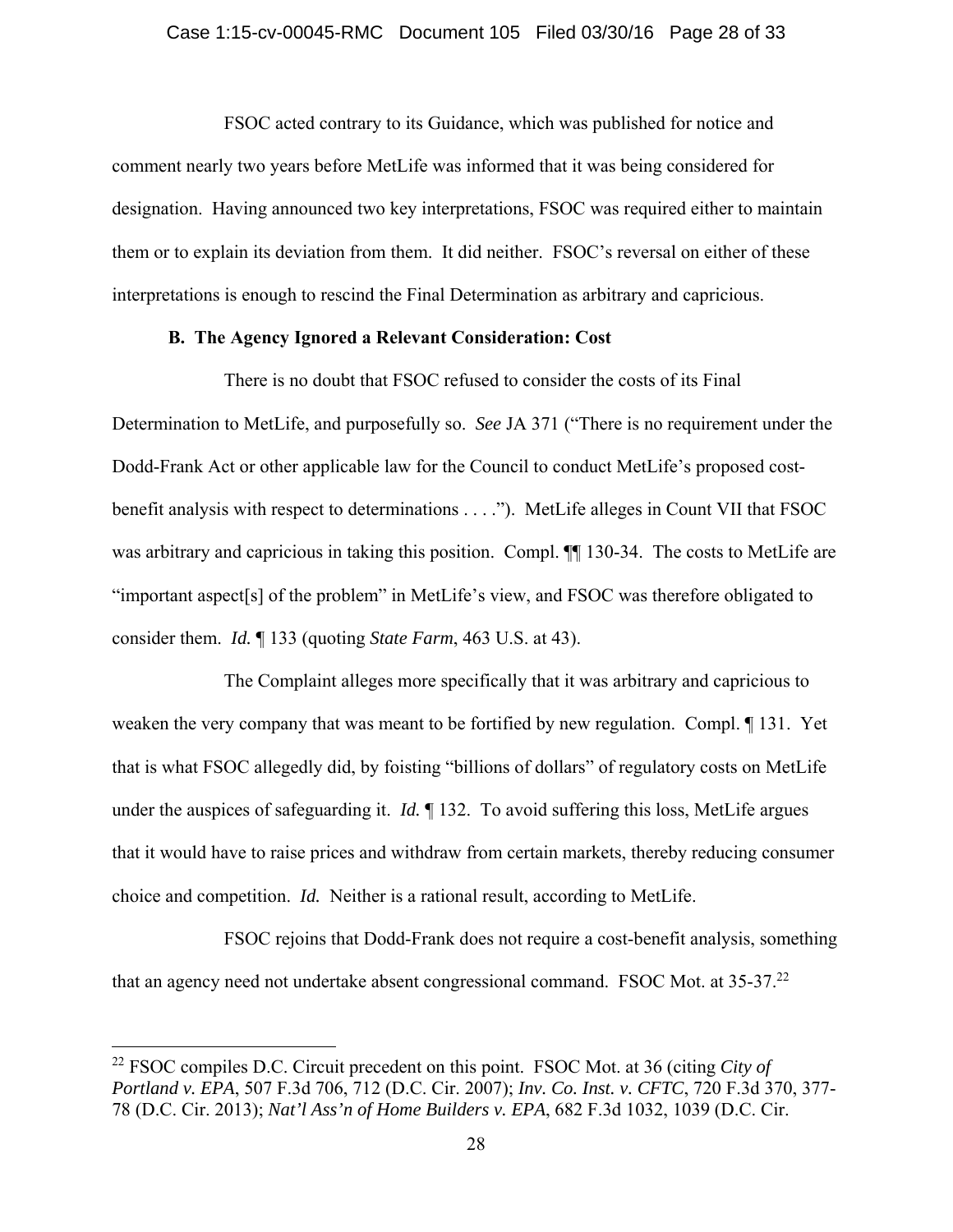FSOC acted contrary to its Guidance, which was published for notice and comment nearly two years before MetLife was informed that it was being considered for designation. Having announced two key interpretations, FSOC was required either to maintain them or to explain its deviation from them. It did neither. FSOC's reversal on either of these interpretations is enough to rescind the Final Determination as arbitrary and capricious.

**B. The Agency Ignored a Relevant Consideration: Cost**

There is no doubt that FSOC refused to consider the costs of its Final Determination to MetLife, and purposefully so. *See* JA 371 ("There is no requirement under the Dodd-Frank Act or other applicable law for the Council to conduct MetLife's proposed cost-benefit analysis with respect to determinations . . . ."). MetLife alleges in Count VII that FSOC was arbitrary and capricious in taking this position. Compl. ¶¶ 130-34. The costs to MetLife are "important aspect[s] of the problem" in MetLife's view, and FSOC was therefore obligated to consider them. *Id.* ¶ 133 (quoting *State Farm*, 463 U.S. at 43).

The Complaint alleges more specifically that it was arbitrary and capricious to weaken the very company that was meant to be fortified by new regulation. Compl. ¶ 131. Yet that is what FSOC allegedly did, by foisting "billions of dollars" of regulatory costs on MetLife under the auspices of safeguarding it. *Id.* ¶ 132. To avoid suffering this loss, MetLife argues that it would have to raise prices and withdraw from certain markets, thereby reducing consumer choice and competition. *Id.* Neither is a rational result, according to MetLife.

FSOC rejoins that Dodd-Frank does not require a cost-benefit analysis, something that an agency need not undertake absent congressional command. FSOC Mot. at 35-37.[22]

[22] FSOC compiles D.C. Circuit precedent on this point. FSOC Mot. at 36 (citing *City of Portland v. EPA*, 507 F.3d 706, 712 (D.C. Cir. 2007); *Inv. Co. Inst. v. CFTC*, 720 F.3d 370, 377-78 (D.C. Cir. 2013); *Nat'l Ass'n of Home Builders v. EPA*, 682 F.3d 1032, 1039 (D.C. Cir.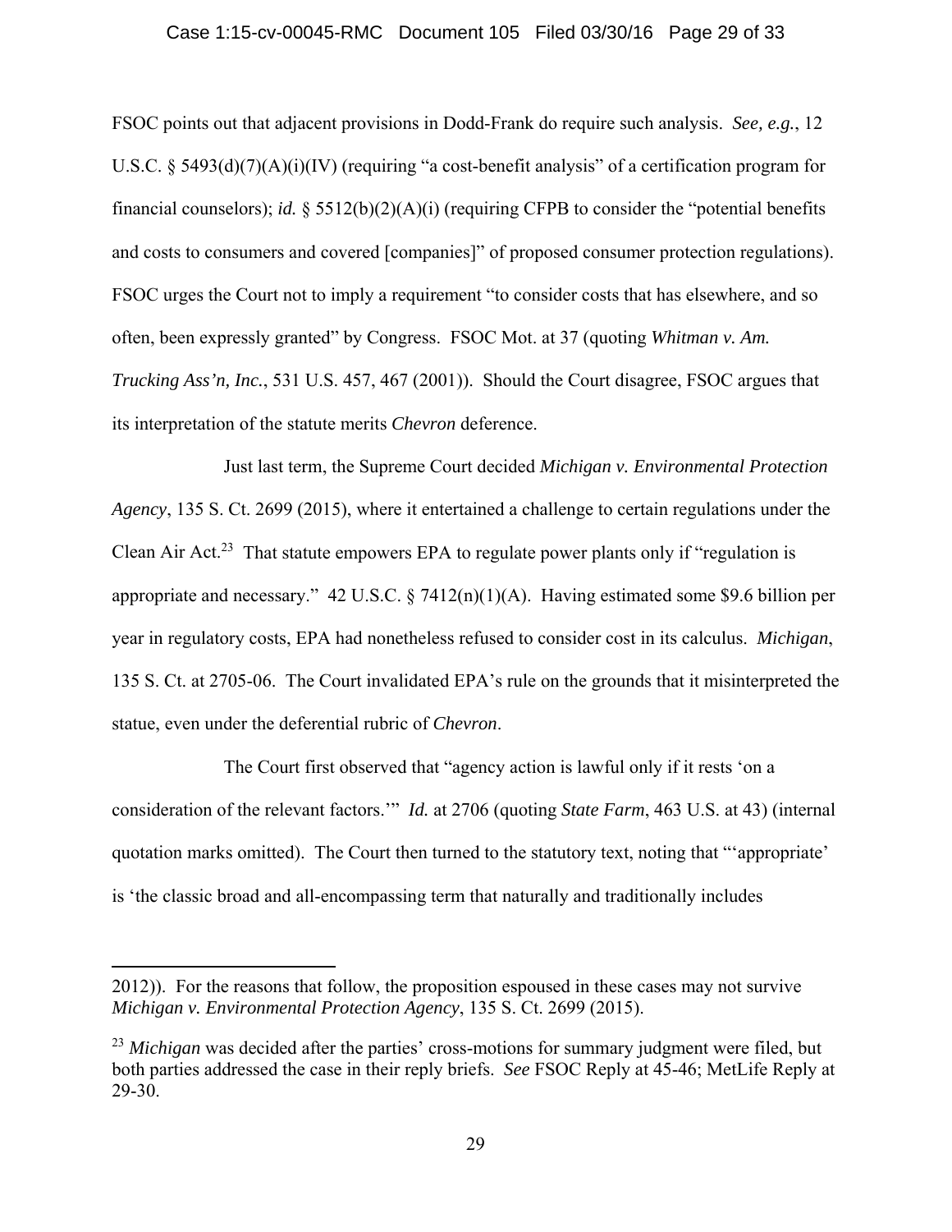FSOC points out that adjacent provisions in Dodd-Frank do require such analysis. *See, e.g.*, 12 U.S.C. § 5493(d)(7)(A)(i)(IV) (requiring "a cost-benefit analysis" of a certification program for financial counselors); *id.* § 5512(b)(2)(A)(i) (requiring CFPB to consider the "potential benefits and costs to consumers and covered [companies]" of proposed consumer protection regulations). FSOC urges the Court not to imply a requirement "to consider costs that has elsewhere, and so often, been expressly granted" by Congress. FSOC Mot. at 37 (quoting *Whitman v. Am. Trucking Ass'n, Inc.*, 531 U.S. 457, 467 (2001)). Should the Court disagree, FSOC argues that its interpretation of the statute merits *Chevron* deference.

Just last term, the Supreme Court decided *Michigan v. Environmental Protection Agency*, 135 S. Ct. 2699 (2015), where it entertained a challenge to certain regulations under the Clean Air Act.[23] That statute empowers EPA to regulate power plants only if "regulation is appropriate and necessary." 42 U.S.C. § 7412(n)(1)(A). Having estimated some $9.6 billion per year in regulatory costs, EPA had nonetheless refused to consider cost in its calculus. *Michigan*, 135 S. Ct. at 2705-06. The Court invalidated EPA's rule on the grounds that it misinterpreted the statue, even under the deferential rubric of *Chevron*.

The Court first observed that "agency action is lawful only if it rests 'on a consideration of the relevant factors.'" *Id.* at 2706 (quoting *State Farm*, 463 U.S. at 43) (internal quotation marks omitted). The Court then turned to the statutory text, noting that "'appropriate' is 'the classic broad and all-encompassing term that naturally and traditionally includes

---

2012)). For the reasons that follow, the proposition espoused in these cases may not survive *Michigan v. Environmental Protection Agency*, 135 S. Ct. 2699 (2015).

[23] *Michigan* was decided after the parties' cross-motions for summary judgment were filed, but both parties addressed the case in their reply briefs. *See* FSOC Reply at 45-46; MetLife Reply at 29-30.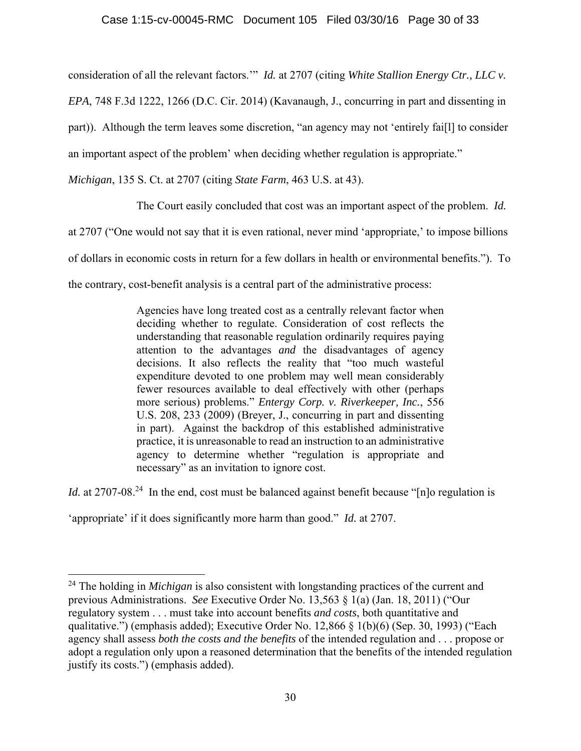consideration of all the relevant factors.'" *Id.* at 2707 (citing *White Stallion Energy Ctr., LLC v. EPA*, 748 F.3d 1222, 1266 (D.C. Cir. 2014) (Kavanaugh, J., concurring in part and dissenting in part)). Although the term leaves some discretion, "an agency may not 'entirely fai[l] to consider an important aspect of the problem' when deciding whether regulation is appropriate." *Michigan*, 135 S. Ct. at 2707 (citing *State Farm*, 463 U.S. at 43).

The Court easily concluded that cost was an important aspect of the problem. *Id.* at 2707 ("One would not say that it is even rational, never mind 'appropriate,' to impose billions of dollars in economic costs in return for a few dollars in health or environmental benefits."). To the contrary, cost-benefit analysis is a central part of the administrative process:

> Agencies have long treated cost as a centrally relevant factor when deciding whether to regulate. Consideration of cost reflects the understanding that reasonable regulation ordinarily requires paying attention to the advantages *and* the disadvantages of agency decisions. It also reflects the reality that "too much wasteful expenditure devoted to one problem may well mean considerably fewer resources available to deal effectively with other (perhaps more serious) problems." *Entergy Corp. v. Riverkeeper, Inc.*, 556 U.S. 208, 233 (2009) (Breyer, J., concurring in part and dissenting in part). Against the backdrop of this established administrative practice, it is unreasonable to read an instruction to an administrative agency to determine whether "regulation is appropriate and necessary" as an invitation to ignore cost.

*Id.* at 2707-08.[24] In the end, cost must be balanced against benefit because "[n]o regulation is 'appropriate' if it does significantly more harm than good." *Id.* at 2707.

---

[24] The holding in *Michigan* is also consistent with longstanding practices of the current and previous Administrations. *See* Executive Order No. 13,563 § 1(a) (Jan. 18, 2011) ("Our regulatory system . . . must take into account benefits *and costs*, both quantitative and qualitative.") (emphasis added); Executive Order No. 12,866 § 1(b)(6) (Sep. 30, 1993) ("Each agency shall assess *both the costs and the benefits* of the intended regulation and . . . propose or adopt a regulation only upon a reasoned determination that the benefits of the intended regulation justify its costs.") (emphasis added).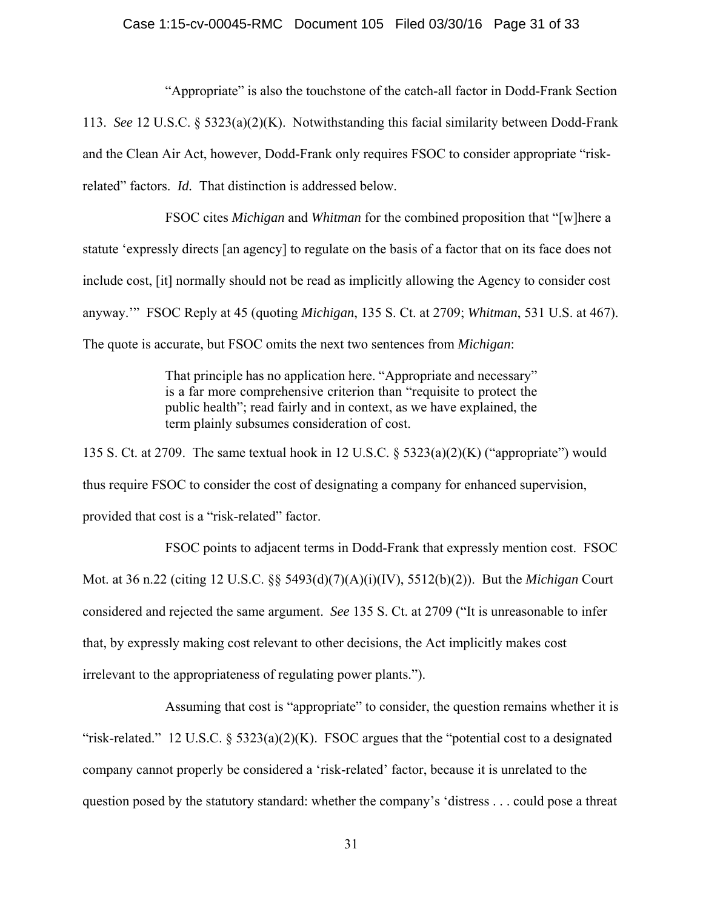"Appropriate" is also the touchstone of the catch-all factor in Dodd-Frank Section 113. *See* 12 U.S.C. § 5323(a)(2)(K). Notwithstanding this facial similarity between Dodd-Frank and the Clean Air Act, however, Dodd-Frank only requires FSOC to consider appropriate "risk-related" factors. *Id.* That distinction is addressed below.

FSOC cites *Michigan* and *Whitman* for the combined proposition that "[w]here a statute 'expressly directs [an agency] to regulate on the basis of a factor that on its face does not include cost, [it] normally should not be read as implicitly allowing the Agency to consider cost anyway.'" FSOC Reply at 45 (quoting *Michigan*, 135 S. Ct. at 2709; *Whitman*, 531 U.S. at 467). The quote is accurate, but FSOC omits the next two sentences from *Michigan*:

> That principle has no application here. "Appropriate and necessary" is a far more comprehensive criterion than "requisite to protect the public health"; read fairly and in context, as we have explained, the term plainly subsumes consideration of cost.

135 S. Ct. at 2709. The same textual hook in 12 U.S.C. § 5323(a)(2)(K) ("appropriate") would thus require FSOC to consider the cost of designating a company for enhanced supervision, provided that cost is a "risk-related" factor.

FSOC points to adjacent terms in Dodd-Frank that expressly mention cost. FSOC Mot. at 36 n.22 (citing 12 U.S.C. §§ 5493(d)(7)(A)(i)(IV), 5512(b)(2)). But the *Michigan* Court considered and rejected the same argument. *See* 135 S. Ct. at 2709 ("It is unreasonable to infer that, by expressly making cost relevant to other decisions, the Act implicitly makes cost irrelevant to the appropriateness of regulating power plants.").

Assuming that cost is "appropriate" to consider, the question remains whether it is "risk-related." 12 U.S.C. § 5323(a)(2)(K). FSOC argues that the "potential cost to a designated company cannot properly be considered a 'risk-related' factor, because it is unrelated to the question posed by the statutory standard: whether the company's 'distress . . . could pose a threat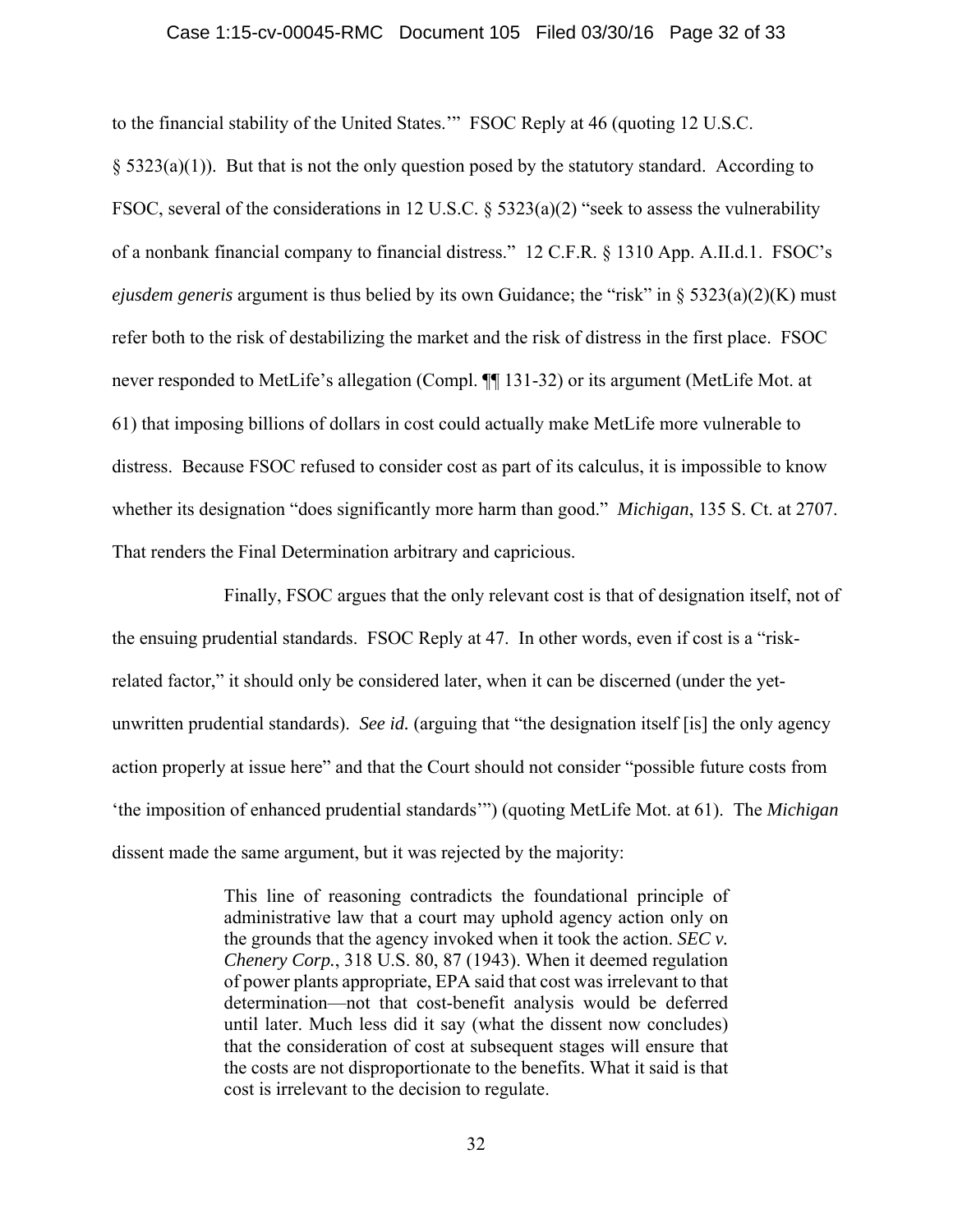to the financial stability of the United States.'" FSOC Reply at 46 (quoting 12 U.S.C. § 5323(a)(1)). But that is not the only question posed by the statutory standard. According to FSOC, several of the considerations in 12 U.S.C. § 5323(a)(2) "seek to assess the vulnerability of a nonbank financial company to financial distress." 12 C.F.R. § 1310 App. A.II.d.1. FSOC's *ejusdem generis* argument is thus belied by its own Guidance; the "risk" in § 5323(a)(2)(K) must refer both to the risk of destabilizing the market and the risk of distress in the first place. FSOC never responded to MetLife's allegation (Compl. ¶¶ 131-32) or its argument (MetLife Mot. at 61) that imposing billions of dollars in cost could actually make MetLife more vulnerable to distress. Because FSOC refused to consider cost as part of its calculus, it is impossible to know whether its designation "does significantly more harm than good." *Michigan*, 135 S. Ct. at 2707. That renders the Final Determination arbitrary and capricious.

Finally, FSOC argues that the only relevant cost is that of designation itself, not of the ensuing prudential standards. FSOC Reply at 47. In other words, even if cost is a "risk-related factor," it should only be considered later, when it can be discerned (under the yet-unwritten prudential standards). *See id.* (arguing that "the designation itself [is] the only agency action properly at issue here" and that the Court should not consider "possible future costs from 'the imposition of enhanced prudential standards'") (quoting MetLife Mot. at 61). The *Michigan* dissent made the same argument, but it was rejected by the majority:

> This line of reasoning contradicts the foundational principle of administrative law that a court may uphold agency action only on the grounds that the agency invoked when it took the action. *SEC v. Chenery Corp.*, 318 U.S. 80, 87 (1943). When it deemed regulation of power plants appropriate, EPA said that cost was irrelevant to that determination—not that cost-benefit analysis would be deferred until later. Much less did it say (what the dissent now concludes) that the consideration of cost at subsequent stages will ensure that the costs are not disproportionate to the benefits. What it said is that cost is irrelevant to the decision to regulate.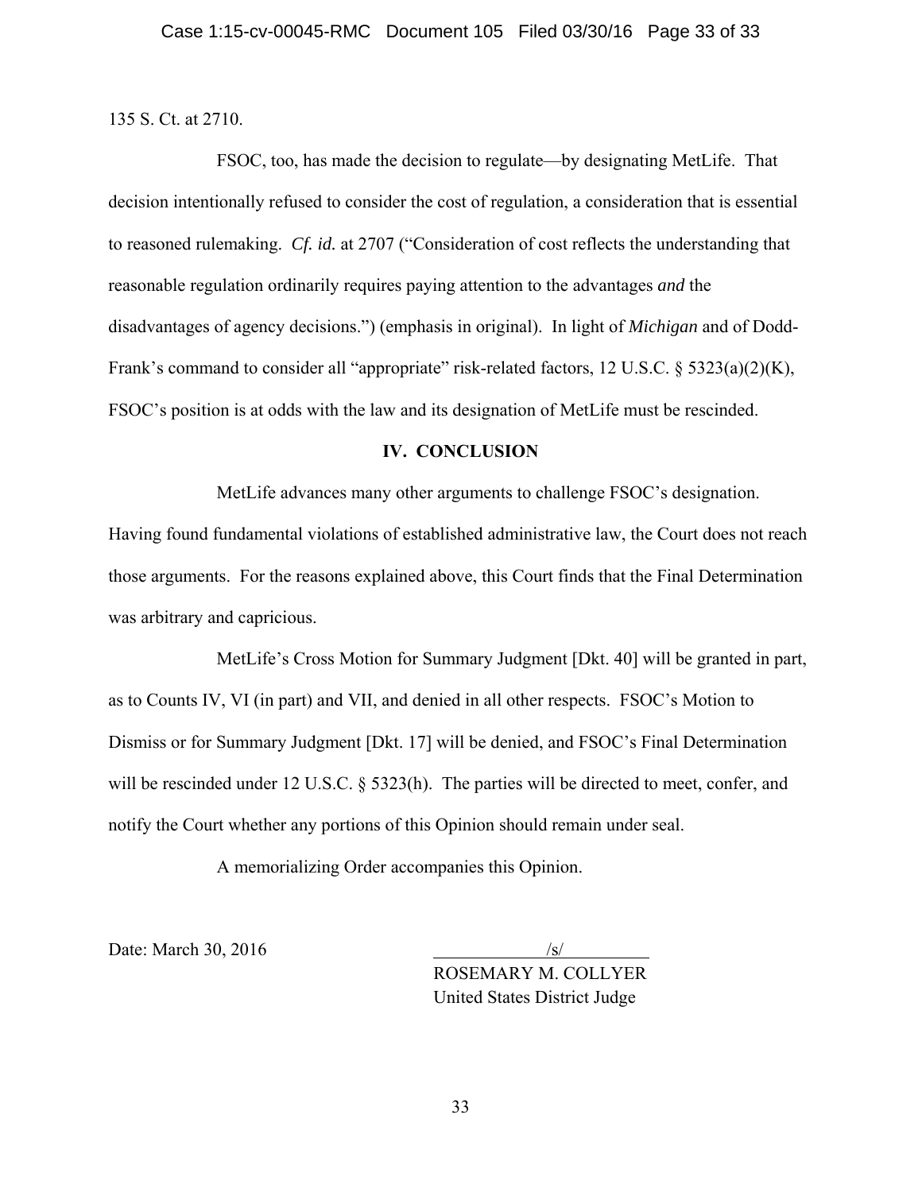135 S. Ct. at 2710.

FSOC, too, has made the decision to regulate—by designating MetLife. That decision intentionally refused to consider the cost of regulation, a consideration that is essential to reasoned rulemaking. *Cf. id.* at 2707 ("Consideration of cost reflects the understanding that reasonable regulation ordinarily requires paying attention to the advantages *and* the disadvantages of agency decisions.") (emphasis in original). In light of *Michigan* and of Dodd-Frank's command to consider all "appropriate" risk-related factors, 12 U.S.C. § 5323(a)(2)(K), FSOC's position is at odds with the law and its designation of MetLife must be rescinded.

## IV. CONCLUSION

MetLife advances many other arguments to challenge FSOC's designation. Having found fundamental violations of established administrative law, the Court does not reach those arguments. For the reasons explained above, this Court finds that the Final Determination was arbitrary and capricious.

MetLife's Cross Motion for Summary Judgment [Dkt. 40] will be granted in part, as to Counts IV, VI (in part) and VII, and denied in all other respects. FSOC's Motion to Dismiss or for Summary Judgment [Dkt. 17] will be denied, and FSOC's Final Determination will be rescinded under 12 U.S.C. § 5323(h). The parties will be directed to meet, confer, and notify the Court whether any portions of this Opinion should remain under seal.

A memorializing Order accompanies this Opinion.

Date: March 30, 2016

/s/
ROSEMARY M. COLLYER
United States District Judge